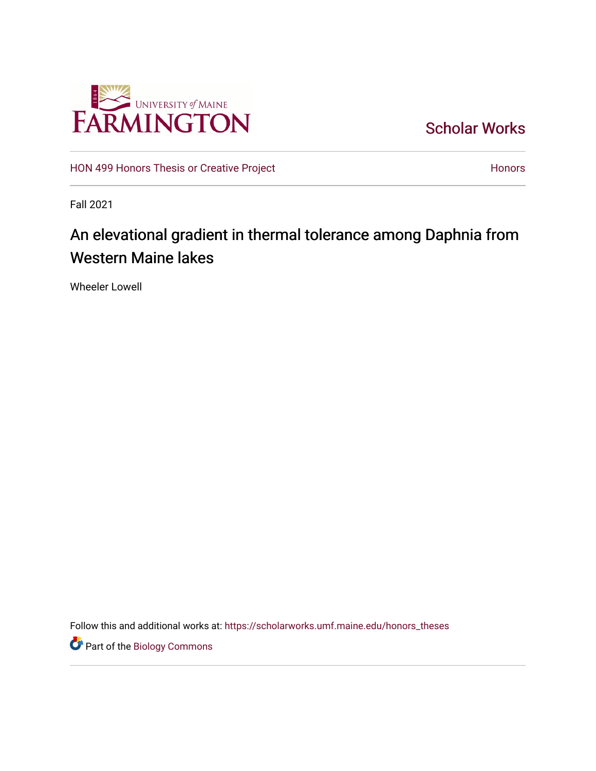University of Maine Farmington

Scholar Works

HON 499 Honors Thesis or Creative Project

Honors

Fall 2021

# An elevational gradient in thermal tolerance among Daphnia from Western Maine lakes

Wheeler Lowell

Follow this and additional works at: https://scholarworks.umf.maine.edu/honors_theses

Part of the Biology Commons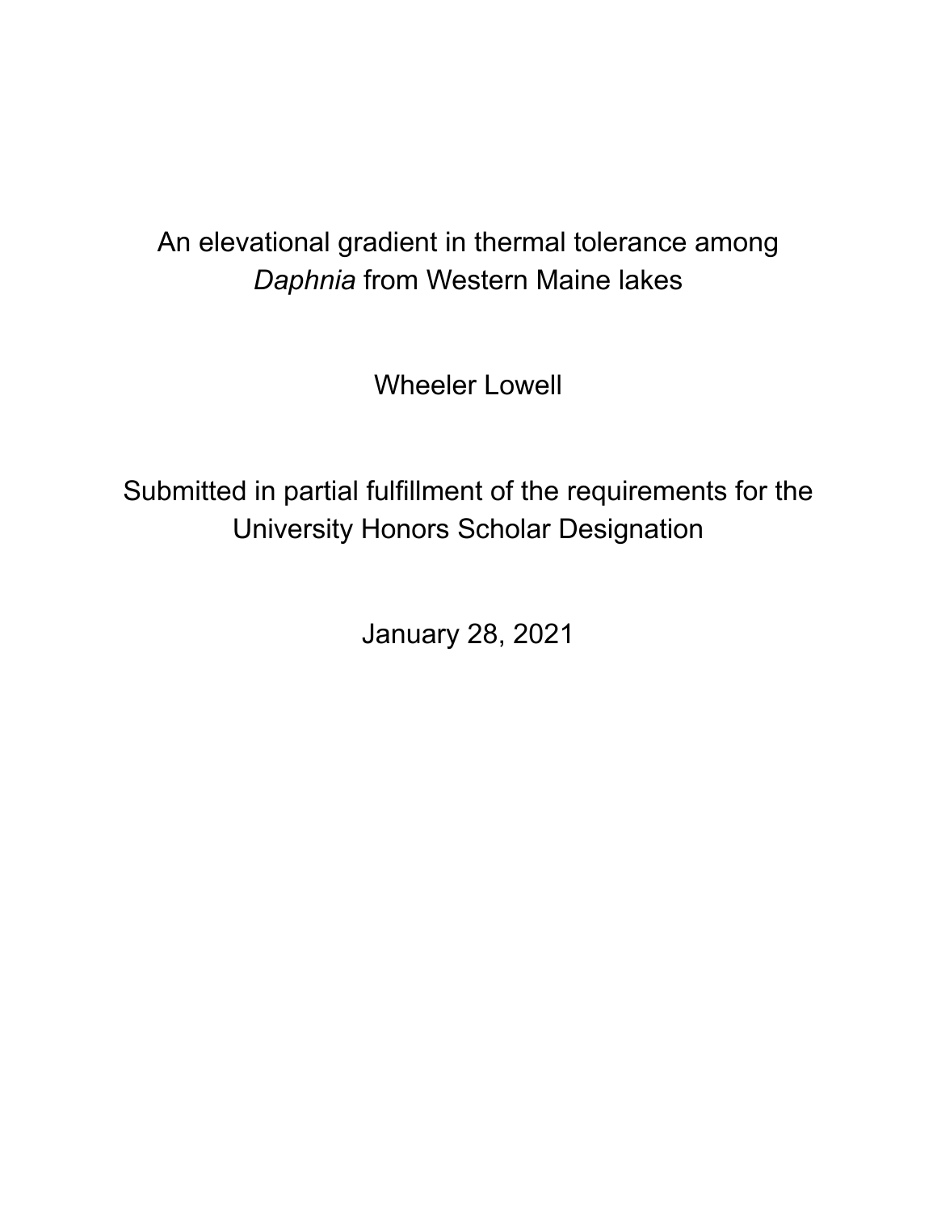# An elevational gradient in thermal tolerance among *Daphnia* from Western Maine lakes

Wheeler Lowell

Submitted in partial fulfillment of the requirements for the University Honors Scholar Designation

January 28, 2021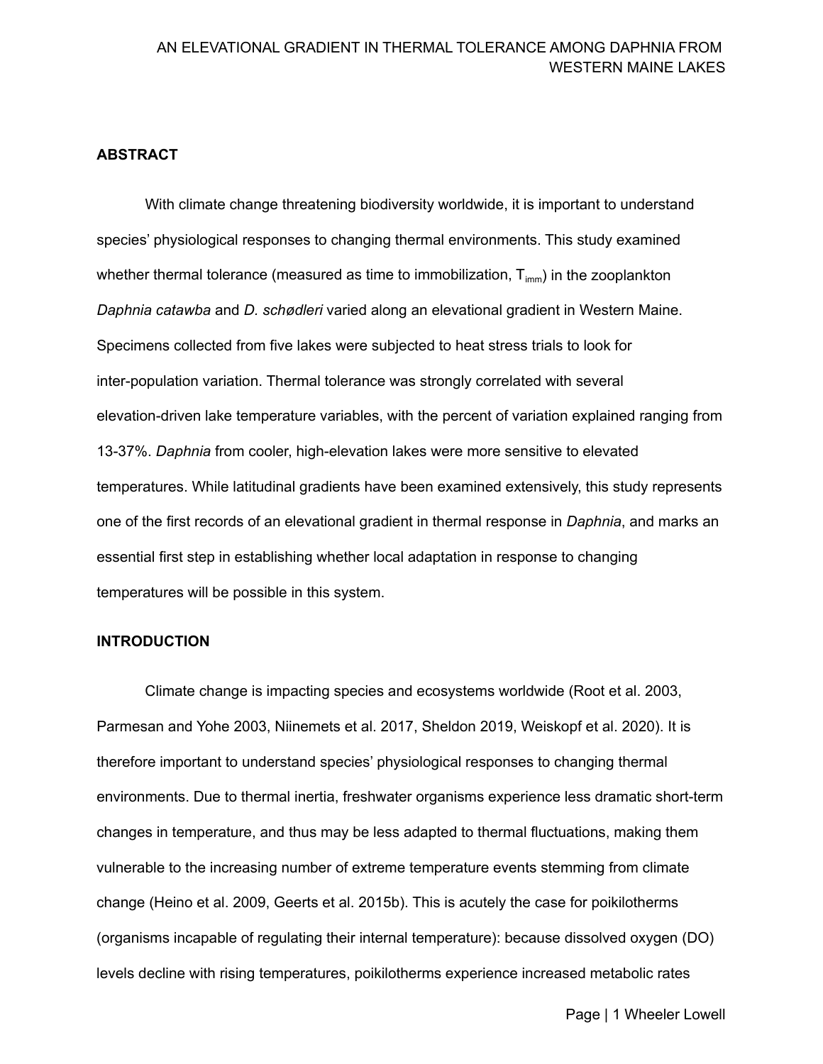## ABSTRACT

With climate change threatening biodiversity worldwide, it is important to understand species' physiological responses to changing thermal environments. This study examined whether thermal tolerance (measured as time to immobilization, $T_{imm}$) in the zooplankton *Daphnia catawba* and *D. schødleri* varied along an elevational gradient in Western Maine. Specimens collected from five lakes were subjected to heat stress trials to look for inter-population variation. Thermal tolerance was strongly correlated with several elevation-driven lake temperature variables, with the percent of variation explained ranging from 13-37%. *Daphnia* from cooler, high-elevation lakes were more sensitive to elevated temperatures. While latitudinal gradients have been examined extensively, this study represents one of the first records of an elevational gradient in thermal response in *Daphnia*, and marks an essential first step in establishing whether local adaptation in response to changing temperatures will be possible in this system.

## INTRODUCTION

Climate change is impacting species and ecosystems worldwide (Root et al. 2003, Parmesan and Yohe 2003, Niinemets et al. 2017, Sheldon 2019, Weiskopf et al. 2020). It is therefore important to understand species' physiological responses to changing thermal environments. Due to thermal inertia, freshwater organisms experience less dramatic short-term changes in temperature, and thus may be less adapted to thermal fluctuations, making them vulnerable to the increasing number of extreme temperature events stemming from climate change (Heino et al. 2009, Geerts et al. 2015b). This is acutely the case for poikilotherms (organisms incapable of regulating their internal temperature): because dissolved oxygen (DO) levels decline with rising temperatures, poikilotherms experience increased metabolic rates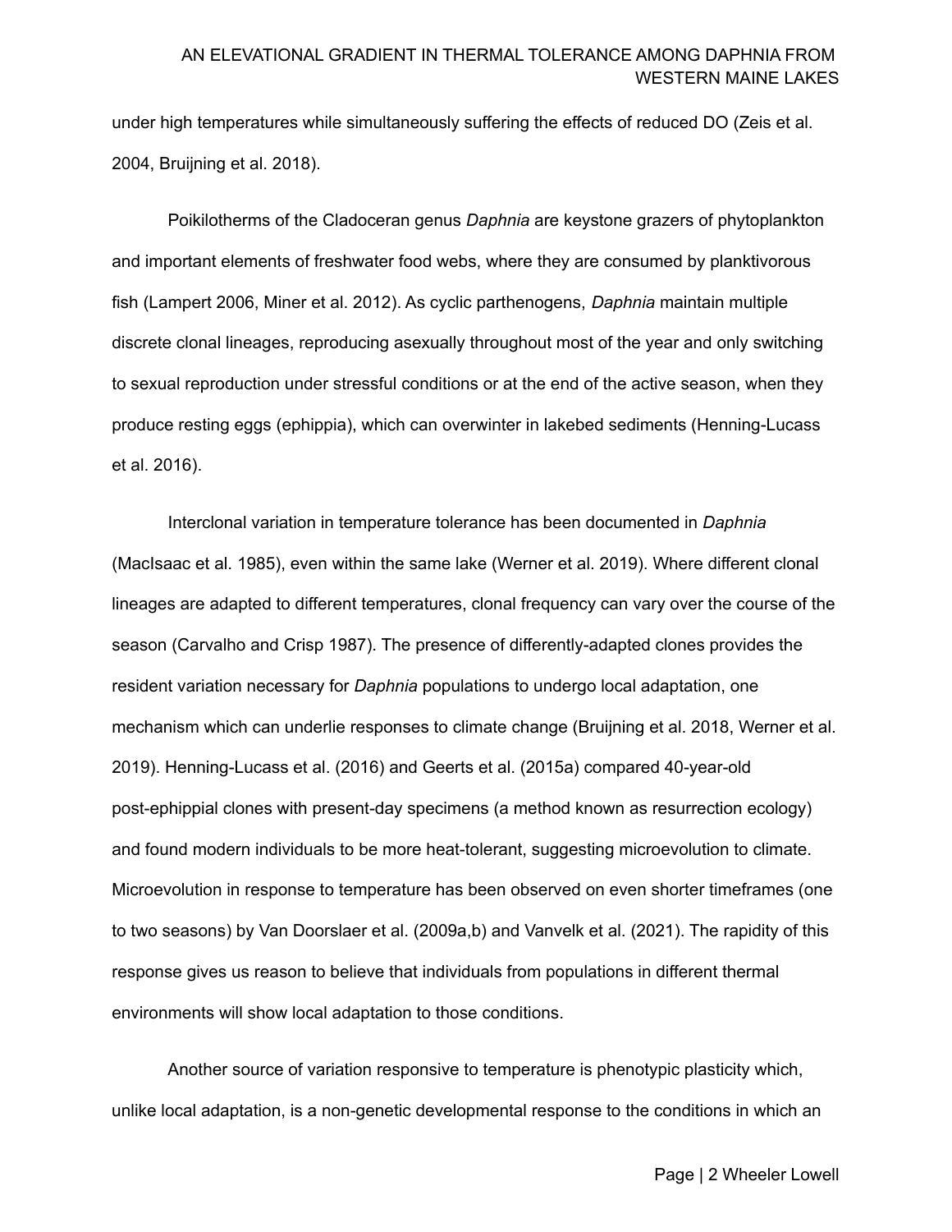under high temperatures while simultaneously suffering the effects of reduced DO (Zeis et al. 2004, Bruijning et al. 2018).

Poikilotherms of the Cladoceran genus *Daphnia* are keystone grazers of phytoplankton and important elements of freshwater food webs, where they are consumed by planktivorous fish (Lampert 2006, Miner et al. 2012). As cyclic parthenogens, *Daphnia* maintain multiple discrete clonal lineages, reproducing asexually throughout most of the year and only switching to sexual reproduction under stressful conditions or at the end of the active season, when they produce resting eggs (ephippia), which can overwinter in lakebed sediments (Henning-Lucass et al. 2016).

Interclonal variation in temperature tolerance has been documented in *Daphnia* (MacIsaac et al. 1985), even within the same lake (Werner et al. 2019). Where different clonal lineages are adapted to different temperatures, clonal frequency can vary over the course of the season (Carvalho and Crisp 1987). The presence of differently-adapted clones provides the resident variation necessary for *Daphnia* populations to undergo local adaptation, one mechanism which can underlie responses to climate change (Bruijning et al. 2018, Werner et al. 2019). Henning-Lucass et al. (2016) and Geerts et al. (2015a) compared 40-year-old post-ephippial clones with present-day specimens (a method known as resurrection ecology) and found modern individuals to be more heat-tolerant, suggesting microevolution to climate. Microevolution in response to temperature has been observed on even shorter timeframes (one to two seasons) by Van Doorslaer et al. (2009a,b) and Vanvelk et al. (2021). The rapidity of this response gives us reason to believe that individuals from populations in different thermal environments will show local adaptation to those conditions.

Another source of variation responsive to temperature is phenotypic plasticity which, unlike local adaptation, is a non-genetic developmental response to the conditions in which an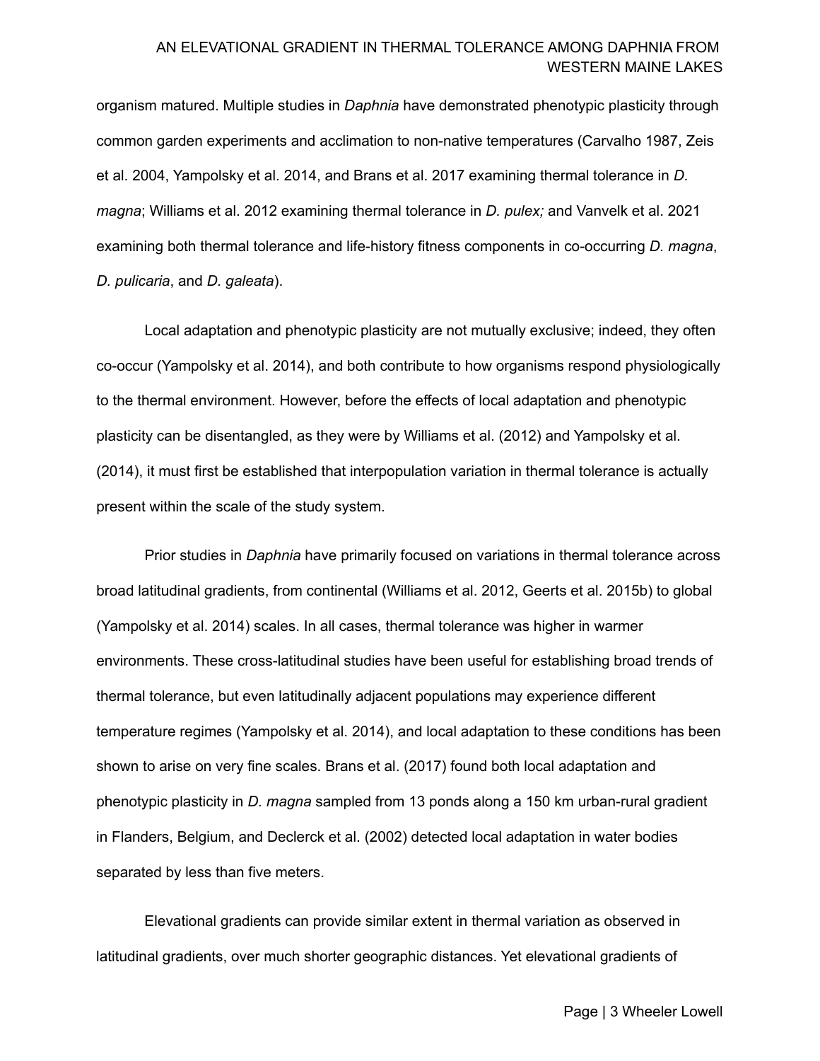organism matured. Multiple studies in *Daphnia* have demonstrated phenotypic plasticity through common garden experiments and acclimation to non-native temperatures (Carvalho 1987, Zeis et al. 2004, Yampolsky et al. 2014, and Brans et al. 2017 examining thermal tolerance in *D. magna*; Williams et al. 2012 examining thermal tolerance in *D. pulex;* and Vanvelk et al. 2021 examining both thermal tolerance and life-history fitness components in co-occurring *D. magna*, *D. pulicaria*, and *D. galeata*).

Local adaptation and phenotypic plasticity are not mutually exclusive; indeed, they often co-occur (Yampolsky et al. 2014), and both contribute to how organisms respond physiologically to the thermal environment. However, before the effects of local adaptation and phenotypic plasticity can be disentangled, as they were by Williams et al. (2012) and Yampolsky et al. (2014), it must first be established that interpopulation variation in thermal tolerance is actually present within the scale of the study system.

Prior studies in *Daphnia* have primarily focused on variations in thermal tolerance across broad latitudinal gradients, from continental (Williams et al. 2012, Geerts et al. 2015b) to global (Yampolsky et al. 2014) scales. In all cases, thermal tolerance was higher in warmer environments. These cross-latitudinal studies have been useful for establishing broad trends of thermal tolerance, but even latitudinally adjacent populations may experience different temperature regimes (Yampolsky et al. 2014), and local adaptation to these conditions has been shown to arise on very fine scales. Brans et al. (2017) found both local adaptation and phenotypic plasticity in *D. magna* sampled from 13 ponds along a 150 km urban-rural gradient in Flanders, Belgium, and Declerck et al. (2002) detected local adaptation in water bodies separated by less than five meters.

Elevational gradients can provide similar extent in thermal variation as observed in latitudinal gradients, over much shorter geographic distances. Yet elevational gradients of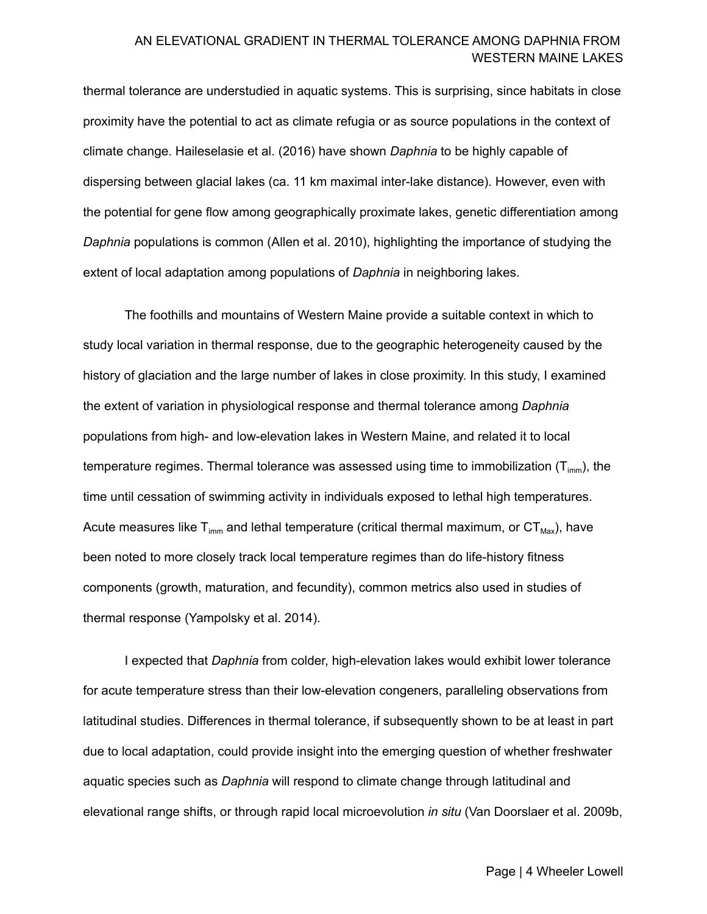thermal tolerance are understudied in aquatic systems. This is surprising, since habitats in close proximity have the potential to act as climate refugia or as source populations in the context of climate change. Haileselasie et al. (2016) have shown *Daphnia* to be highly capable of dispersing between glacial lakes (ca. 11 km maximal inter-lake distance). However, even with the potential for gene flow among geographically proximate lakes, genetic differentiation among *Daphnia* populations is common (Allen et al. 2010), highlighting the importance of studying the extent of local adaptation among populations of *Daphnia* in neighboring lakes.

The foothills and mountains of Western Maine provide a suitable context in which to study local variation in thermal response, due to the geographic heterogeneity caused by the history of glaciation and the large number of lakes in close proximity. In this study, I examined the extent of variation in physiological response and thermal tolerance among *Daphnia* populations from high- and low-elevation lakes in Western Maine, and related it to local temperature regimes. Thermal tolerance was assessed using time to immobilization ($T_{imm}$), the time until cessation of swimming activity in individuals exposed to lethal high temperatures. Acute measures like $T_{imm}$ and lethal temperature (critical thermal maximum, or $CT_{Max}$), have been noted to more closely track local temperature regimes than do life-history fitness components (growth, maturation, and fecundity), common metrics also used in studies of thermal response (Yampolsky et al. 2014).

I expected that *Daphnia* from colder, high-elevation lakes would exhibit lower tolerance for acute temperature stress than their low-elevation congeners, paralleling observations from latitudinal studies. Differences in thermal tolerance, if subsequently shown to be at least in part due to local adaptation, could provide insight into the emerging question of whether freshwater aquatic species such as *Daphnia* will respond to climate change through latitudinal and elevational range shifts, or through rapid local microevolution *in situ* (Van Doorslaer et al. 2009b,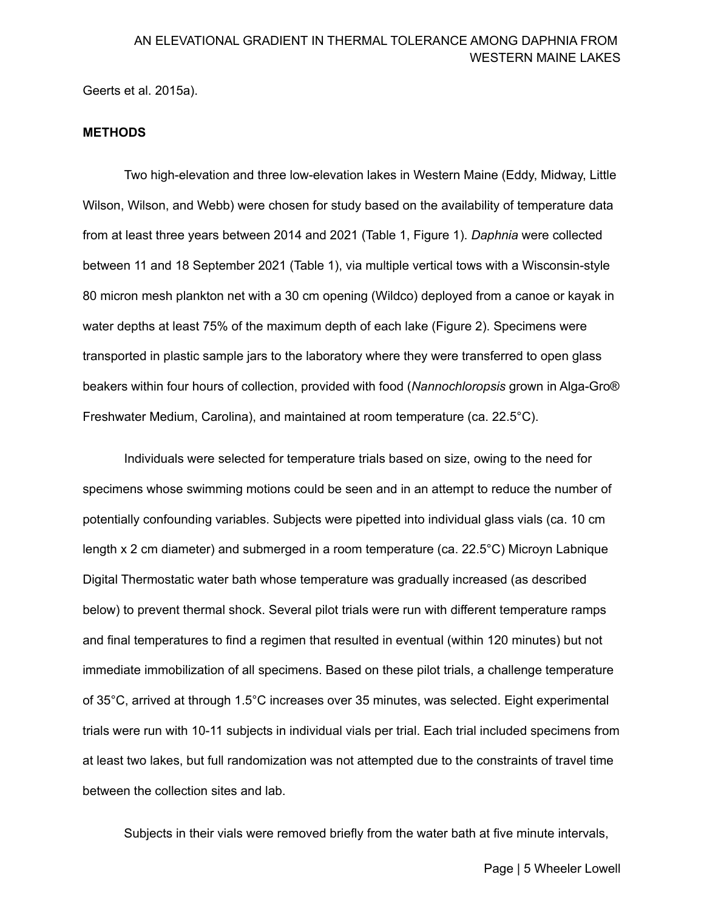Geerts et al. 2015a).

**METHODS**

Two high-elevation and three low-elevation lakes in Western Maine (Eddy, Midway, Little Wilson, Wilson, and Webb) were chosen for study based on the availability of temperature data from at least three years between 2014 and 2021 (Table 1, Figure 1). *Daphnia* were collected between 11 and 18 September 2021 (Table 1), via multiple vertical tows with a Wisconsin-style 80 micron mesh plankton net with a 30 cm opening (Wildco) deployed from a canoe or kayak in water depths at least 75% of the maximum depth of each lake (Figure 2). Specimens were transported in plastic sample jars to the laboratory where they were transferred to open glass beakers within four hours of collection, provided with food (*Nannochloropsis* grown in Alga-Gro® Freshwater Medium, Carolina), and maintained at room temperature (ca. 22.5°C).

Individuals were selected for temperature trials based on size, owing to the need for specimens whose swimming motions could be seen and in an attempt to reduce the number of potentially confounding variables. Subjects were pipetted into individual glass vials (ca. 10 cm length x 2 cm diameter) and submerged in a room temperature (ca. 22.5°C) Microyn Labnique Digital Thermostatic water bath whose temperature was gradually increased (as described below) to prevent thermal shock. Several pilot trials were run with different temperature ramps and final temperatures to find a regimen that resulted in eventual (within 120 minutes) but not immediate immobilization of all specimens. Based on these pilot trials, a challenge temperature of 35°C, arrived at through 1.5°C increases over 35 minutes, was selected. Eight experimental trials were run with 10-11 subjects in individual vials per trial. Each trial included specimens from at least two lakes, but full randomization was not attempted due to the constraints of travel time between the collection sites and lab.

Subjects in their vials were removed briefly from the water bath at five minute intervals,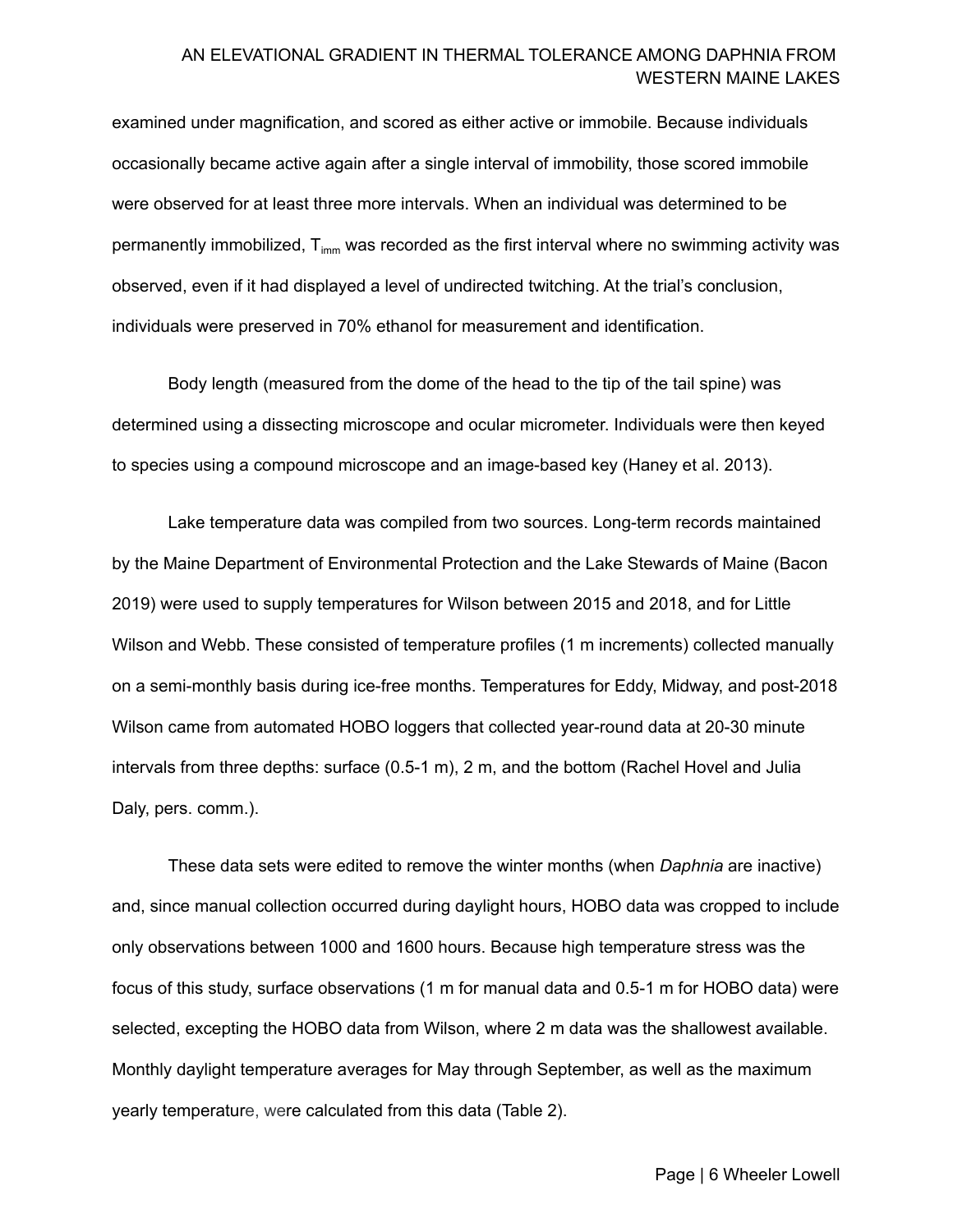examined under magnification, and scored as either active or immobile. Because individuals occasionally became active again after a single interval of immobility, those scored immobile were observed for at least three more intervals. When an individual was determined to be permanently immobilized, $T_{imm}$ was recorded as the first interval where no swimming activity was observed, even if it had displayed a level of undirected twitching. At the trial's conclusion, individuals were preserved in 70% ethanol for measurement and identification.

Body length (measured from the dome of the head to the tip of the tail spine) was determined using a dissecting microscope and ocular micrometer. Individuals were then keyed to species using a compound microscope and an image-based key (Haney et al. 2013).

Lake temperature data was compiled from two sources. Long-term records maintained by the Maine Department of Environmental Protection and the Lake Stewards of Maine (Bacon 2019) were used to supply temperatures for Wilson between 2015 and 2018, and for Little Wilson and Webb. These consisted of temperature profiles (1 m increments) collected manually on a semi-monthly basis during ice-free months. Temperatures for Eddy, Midway, and post-2018 Wilson came from automated HOBO loggers that collected year-round data at 20-30 minute intervals from three depths: surface (0.5-1 m), 2 m, and the bottom (Rachel Hovel and Julia Daly, pers. comm.).

These data sets were edited to remove the winter months (when *Daphnia* are inactive) and, since manual collection occurred during daylight hours, HOBO data was cropped to include only observations between 1000 and 1600 hours. Because high temperature stress was the focus of this study, surface observations (1 m for manual data and 0.5-1 m for HOBO data) were selected, excepting the HOBO data from Wilson, where 2 m data was the shallowest available. Monthly daylight temperature averages for May through September, as well as the maximum yearly temperature, were calculated from this data (Table 2).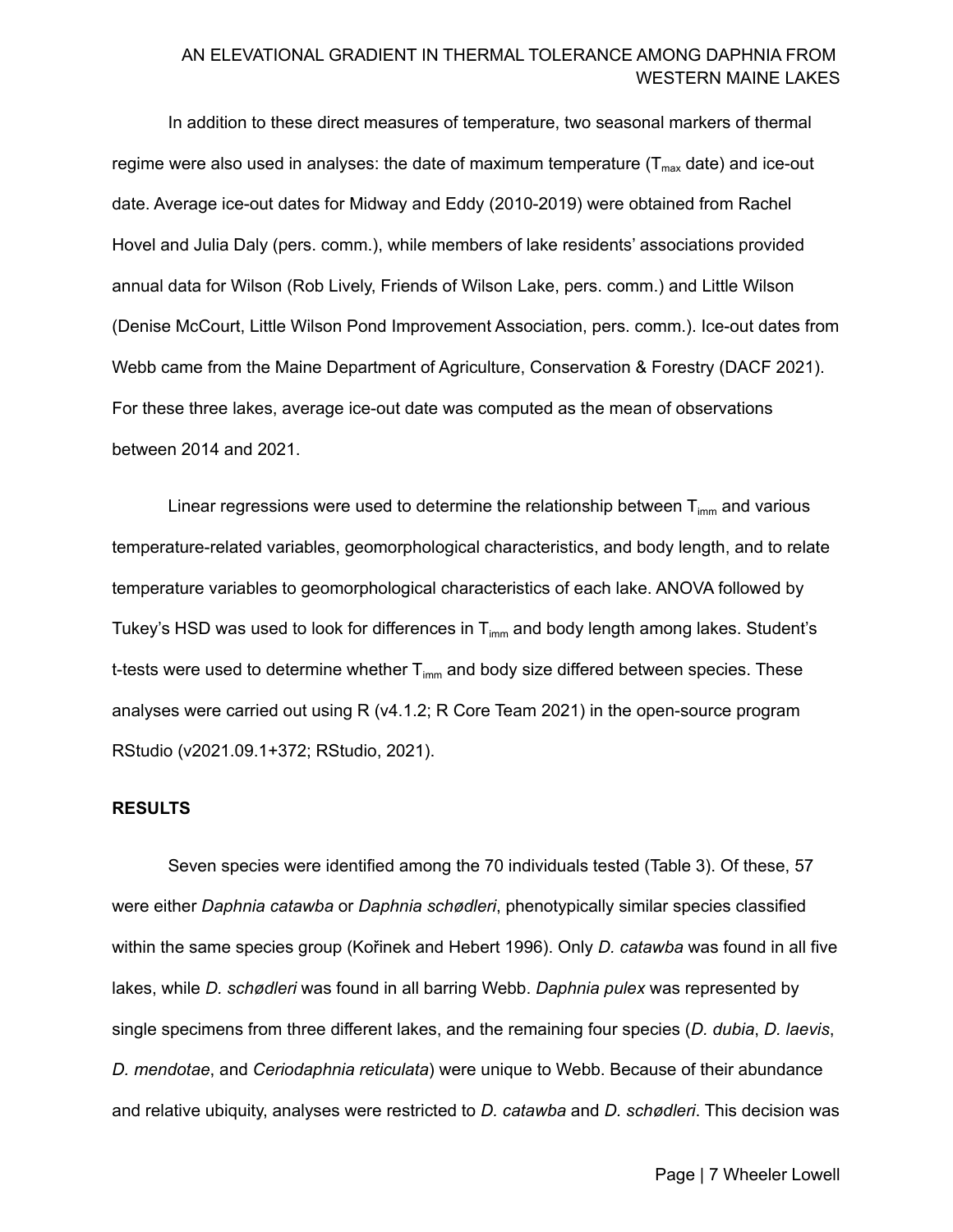In addition to these direct measures of temperature, two seasonal markers of thermal regime were also used in analyses: the date of maximum temperature ($T_{max}$ date) and ice-out date. Average ice-out dates for Midway and Eddy (2010-2019) were obtained from Rachel Hovel and Julia Daly (pers. comm.), while members of lake residents' associations provided annual data for Wilson (Rob Lively, Friends of Wilson Lake, pers. comm.) and Little Wilson (Denise McCourt, Little Wilson Pond Improvement Association, pers. comm.). Ice-out dates from Webb came from the Maine Department of Agriculture, Conservation & Forestry (DACF 2021). For these three lakes, average ice-out date was computed as the mean of observations between 2014 and 2021.

Linear regressions were used to determine the relationship between $T_{imm}$ and various temperature-related variables, geomorphological characteristics, and body length, and to relate temperature variables to geomorphological characteristics of each lake. ANOVA followed by Tukey's HSD was used to look for differences in $T_{imm}$ and body length among lakes. Student's t-tests were used to determine whether $T_{imm}$ and body size differed between species. These analyses were carried out using R (v4.1.2; R Core Team 2021) in the open-source program RStudio (v2021.09.1+372; RStudio, 2021).

## RESULTS

Seven species were identified among the 70 individuals tested (Table 3). Of these, 57 were either *Daphnia catawba* or *Daphnia schødleri*, phenotypically similar species classified within the same species group (Kořinek and Hebert 1996). Only *D. catawba* was found in all five lakes, while *D. schødleri* was found in all barring Webb. *Daphnia pulex* was represented by single specimens from three different lakes, and the remaining four species (*D. dubia*, *D. laevis*, *D. mendotae*, and *Ceriodaphnia reticulata*) were unique to Webb. Because of their abundance and relative ubiquity, analyses were restricted to *D. catawba* and *D. schødleri*. This decision was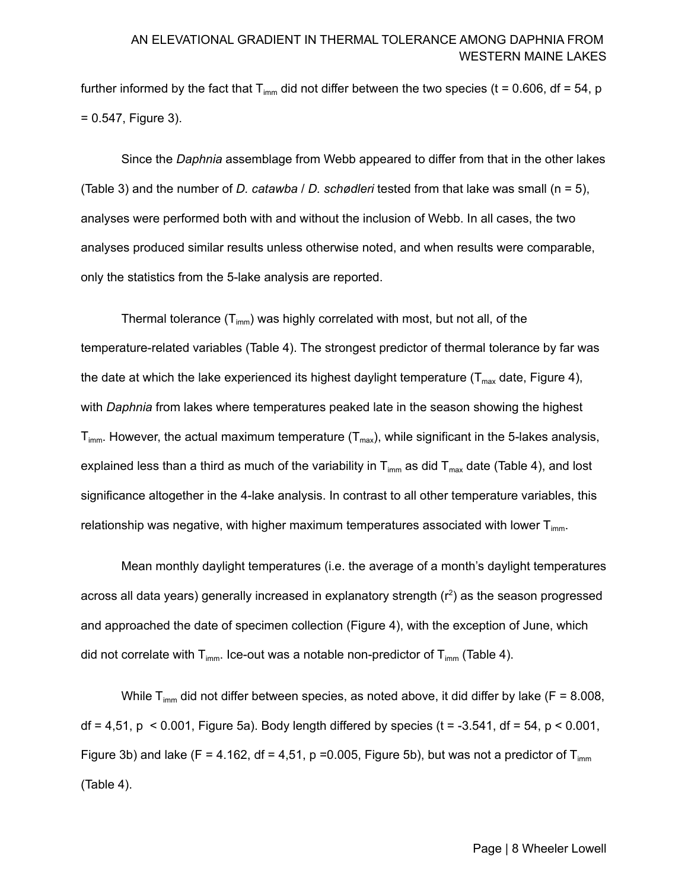further informed by the fact that $T_{imm}$ did not differ between the two species ($t = 0.606$, $df = 54$, $p = 0.547$, Figure 3).

Since the *Daphnia* assemblage from Webb appeared to differ from that in the other lakes (Table 3) and the number of *D. catawba* / *D. schødleri* tested from that lake was small ($n = 5$), analyses were performed both with and without the inclusion of Webb. In all cases, the two analyses produced similar results unless otherwise noted, and when results were comparable, only the statistics from the 5-lake analysis are reported.

Thermal tolerance ($T_{imm}$) was highly correlated with most, but not all, of the temperature-related variables (Table 4). The strongest predictor of thermal tolerance by far was the date at which the lake experienced its highest daylight temperature ($T_{max}$ date, Figure 4), with *Daphnia* from lakes where temperatures peaked late in the season showing the highest $T_{imm}$. However, the actual maximum temperature ($T_{max}$), while significant in the 5-lakes analysis, explained less than a third as much of the variability in $T_{imm}$ as did $T_{max}$ date (Table 4), and lost significance altogether in the 4-lake analysis. In contrast to all other temperature variables, this relationship was negative, with higher maximum temperatures associated with lower $T_{imm}$.

Mean monthly daylight temperatures (i.e. the average of a month's daylight temperatures across all data years) generally increased in explanatory strength ($r^2$) as the season progressed and approached the date of specimen collection (Figure 4), with the exception of June, which did not correlate with $T_{imm}$. Ice-out was a notable non-predictor of $T_{imm}$ (Table 4).

While $T_{imm}$ did not differ between species, as noted above, it did differ by lake ($F = 8.008$, $df = 4,51$, $p < 0.001$, Figure 5a). Body length differed by species ($t = -3.541$, $df = 54$, $p < 0.001$, Figure 3b) and lake ($F = 4.162$, $df = 4,51$, $p = 0.005$, Figure 5b), but was not a predictor of $T_{imm}$ (Table 4).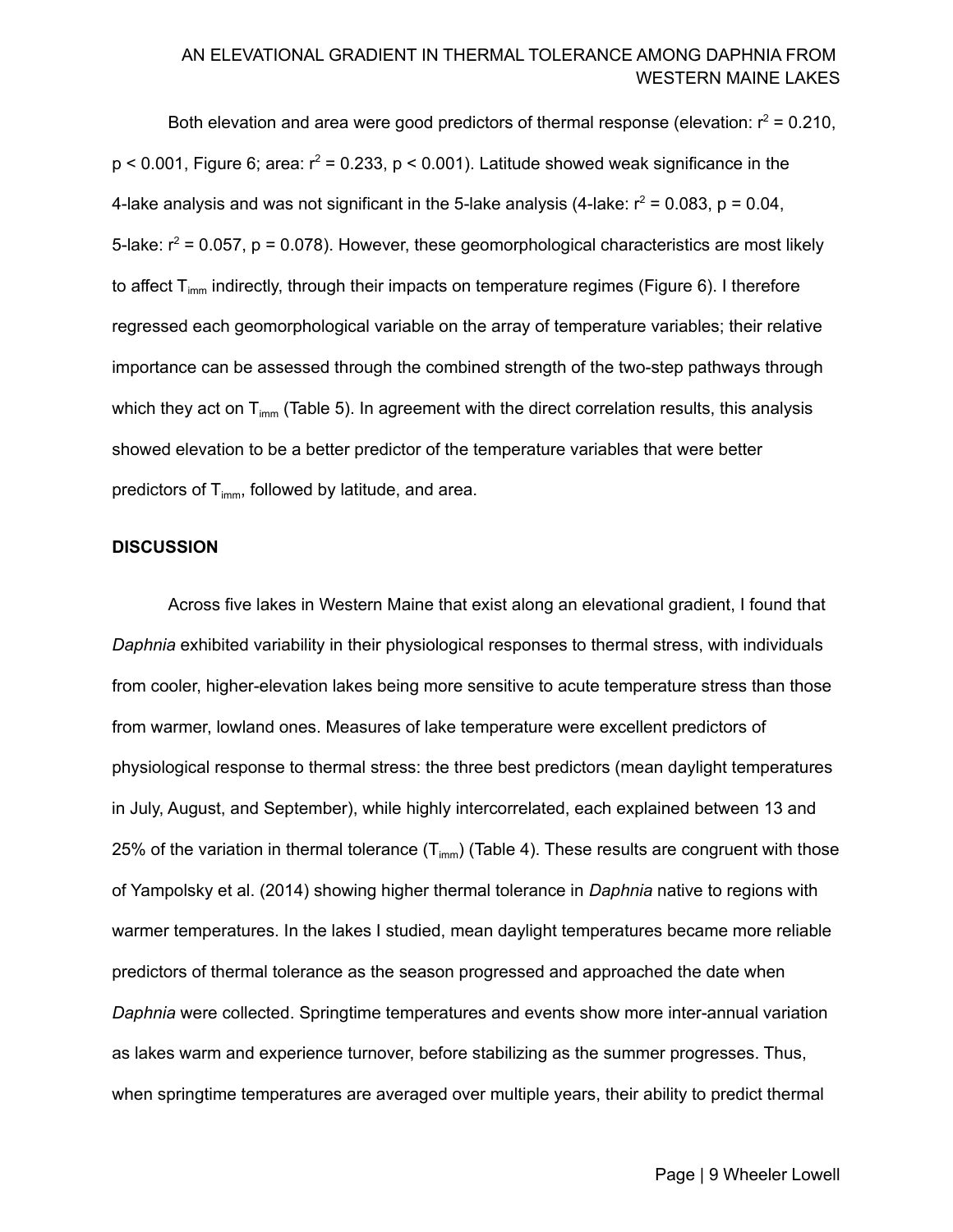Both elevation and area were good predictors of thermal response (elevation: $r^2 = 0.210$, $p < 0.001$, Figure 6; area: $r^2 = 0.233$, $p < 0.001$). Latitude showed weak significance in the 4-lake analysis and was not significant in the 5-lake analysis (4-lake: $r^2 = 0.083$, $p = 0.04$, 5-lake: $r^2 = 0.057$, $p = 0.078$). However, these geomorphological characteristics are most likely to affect $T_{imm}$ indirectly, through their impacts on temperature regimes (Figure 6). I therefore regressed each geomorphological variable on the array of temperature variables; their relative importance can be assessed through the combined strength of the two-step pathways through which they act on $T_{imm}$ (Table 5). In agreement with the direct correlation results, this analysis showed elevation to be a better predictor of the temperature variables that were better predictors of $T_{imm}$, followed by latitude, and area.

## DISCUSSION

Across five lakes in Western Maine that exist along an elevational gradient, I found that *Daphnia* exhibited variability in their physiological responses to thermal stress, with individuals from cooler, higher-elevation lakes being more sensitive to acute temperature stress than those from warmer, lowland ones. Measures of lake temperature were excellent predictors of physiological response to thermal stress: the three best predictors (mean daylight temperatures in July, August, and September), while highly intercorrelated, each explained between 13 and 25% of the variation in thermal tolerance ($T_{imm}$) (Table 4). These results are congruent with those of Yampolsky et al. (2014) showing higher thermal tolerance in *Daphnia* native to regions with warmer temperatures. In the lakes I studied, mean daylight temperatures became more reliable predictors of thermal tolerance as the season progressed and approached the date when *Daphnia* were collected. Springtime temperatures and events show more inter-annual variation as lakes warm and experience turnover, before stabilizing as the summer progresses. Thus, when springtime temperatures are averaged over multiple years, their ability to predict thermal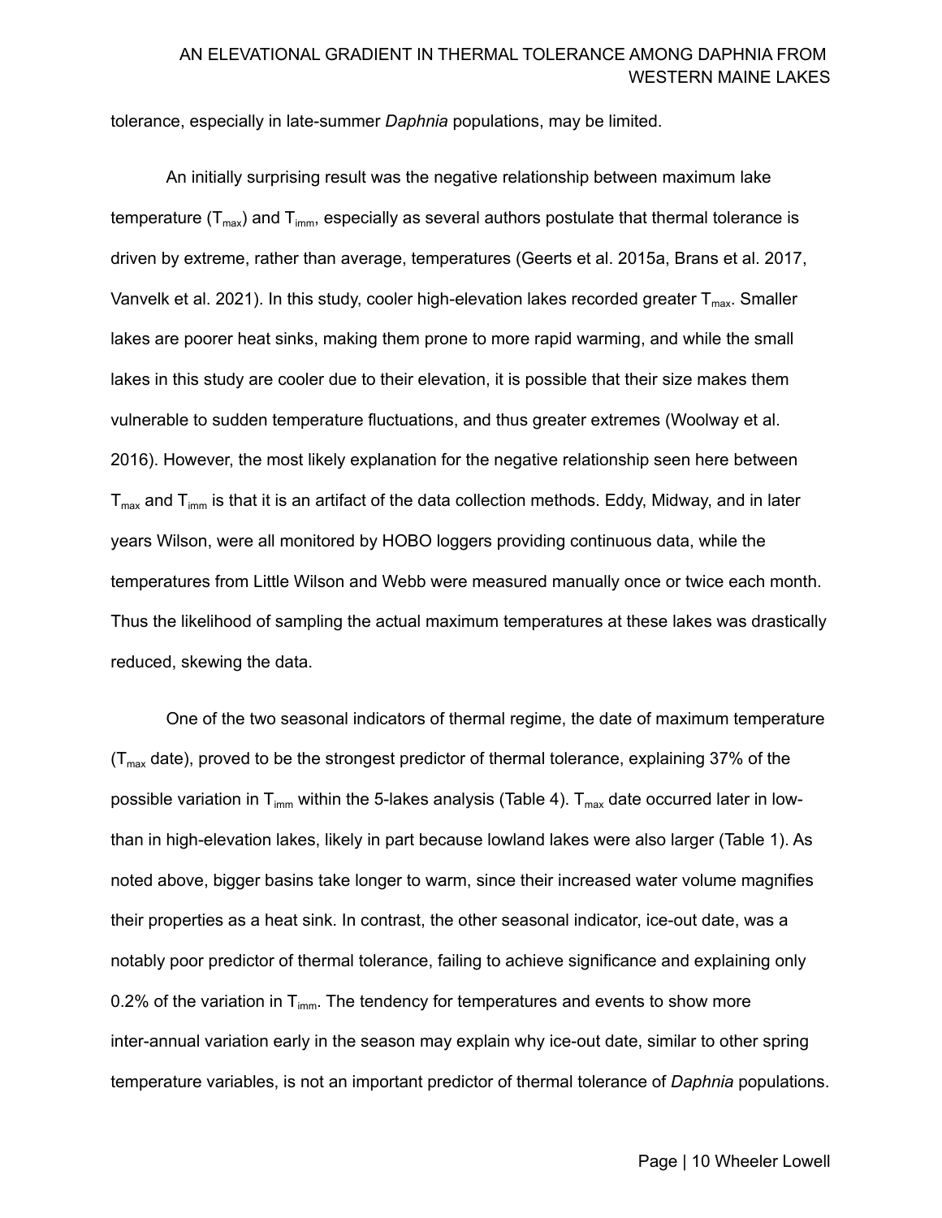tolerance, especially in late-summer *Daphnia* populations, may be limited.

An initially surprising result was the negative relationship between maximum lake temperature ($T_{max}$) and $T_{imm}$, especially as several authors postulate that thermal tolerance is driven by extreme, rather than average, temperatures (Geerts et al. 2015a, Brans et al. 2017, Vanvelk et al. 2021). In this study, cooler high-elevation lakes recorded greater $T_{max}$. Smaller lakes are poorer heat sinks, making them prone to more rapid warming, and while the small lakes in this study are cooler due to their elevation, it is possible that their size makes them vulnerable to sudden temperature fluctuations, and thus greater extremes (Woolway et al. 2016). However, the most likely explanation for the negative relationship seen here between $T_{max}$ and $T_{imm}$ is that it is an artifact of the data collection methods. Eddy, Midway, and in later years Wilson, were all monitored by HOBO loggers providing continuous data, while the temperatures from Little Wilson and Webb were measured manually once or twice each month. Thus the likelihood of sampling the actual maximum temperatures at these lakes was drastically reduced, skewing the data.

One of the two seasonal indicators of thermal regime, the date of maximum temperature ($T_{max}$ date), proved to be the strongest predictor of thermal tolerance, explaining 37% of the possible variation in $T_{imm}$ within the 5-lakes analysis (Table 4). $T_{max}$ date occurred later in low- than in high-elevation lakes, likely in part because lowland lakes were also larger (Table 1). As noted above, bigger basins take longer to warm, since their increased water volume magnifies their properties as a heat sink. In contrast, the other seasonal indicator, ice-out date, was a notably poor predictor of thermal tolerance, failing to achieve significance and explaining only 0.2% of the variation in $T_{imm}$. The tendency for temperatures and events to show more inter-annual variation early in the season may explain why ice-out date, similar to other spring temperature variables, is not an important predictor of thermal tolerance of *Daphnia* populations.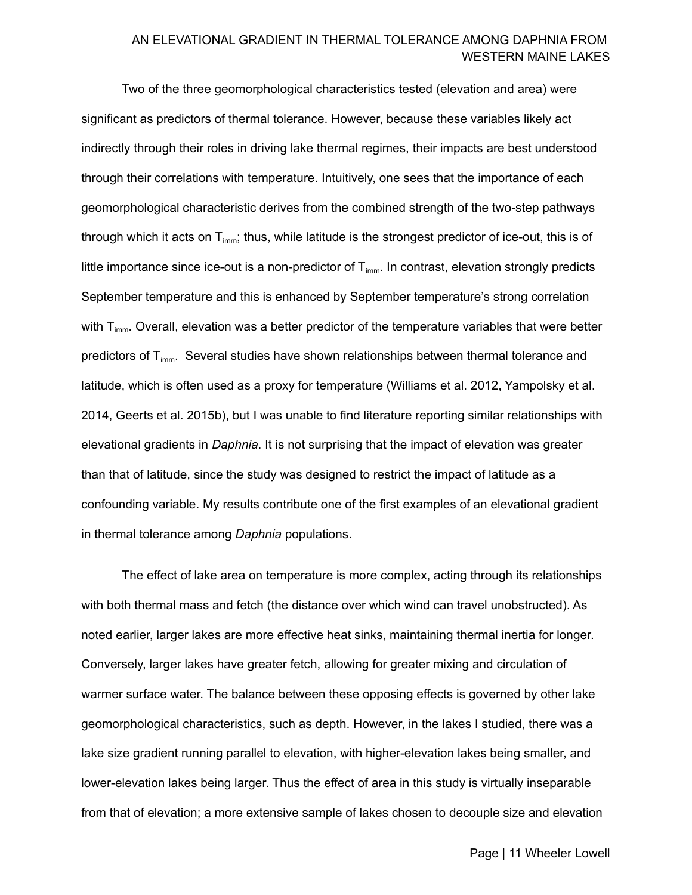Two of the three geomorphological characteristics tested (elevation and area) were significant as predictors of thermal tolerance. However, because these variables likely act indirectly through their roles in driving lake thermal regimes, their impacts are best understood through their correlations with temperature. Intuitively, one sees that the importance of each geomorphological characteristic derives from the combined strength of the two-step pathways through which it acts on $T_{imm}$; thus, while latitude is the strongest predictor of ice-out, this is of little importance since ice-out is a non-predictor of $T_{imm}$. In contrast, elevation strongly predicts September temperature and this is enhanced by September temperature's strong correlation with $T_{imm}$. Overall, elevation was a better predictor of the temperature variables that were better predictors of $T_{imm}$. Several studies have shown relationships between thermal tolerance and latitude, which is often used as a proxy for temperature (Williams et al. 2012, Yampolsky et al. 2014, Geerts et al. 2015b), but I was unable to find literature reporting similar relationships with elevational gradients in *Daphnia*. It is not surprising that the impact of elevation was greater than that of latitude, since the study was designed to restrict the impact of latitude as a confounding variable. My results contribute one of the first examples of an elevational gradient in thermal tolerance among *Daphnia* populations.

The effect of lake area on temperature is more complex, acting through its relationships with both thermal mass and fetch (the distance over which wind can travel unobstructed). As noted earlier, larger lakes are more effective heat sinks, maintaining thermal inertia for longer. Conversely, larger lakes have greater fetch, allowing for greater mixing and circulation of warmer surface water. The balance between these opposing effects is governed by other lake geomorphological characteristics, such as depth. However, in the lakes I studied, there was a lake size gradient running parallel to elevation, with higher-elevation lakes being smaller, and lower-elevation lakes being larger. Thus the effect of area in this study is virtually inseparable from that of elevation; a more extensive sample of lakes chosen to decouple size and elevation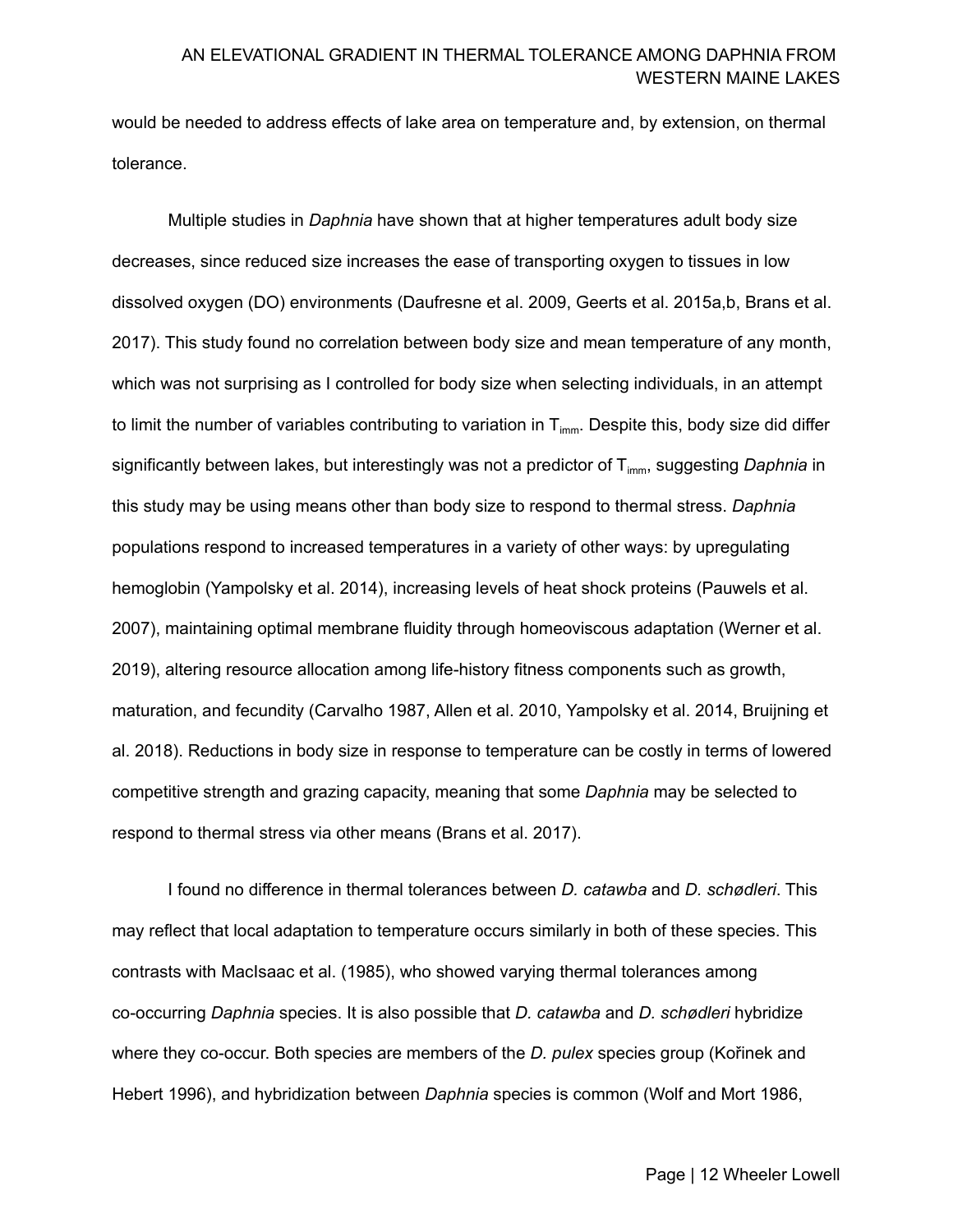would be needed to address effects of lake area on temperature and, by extension, on thermal tolerance.

Multiple studies in *Daphnia* have shown that at higher temperatures adult body size decreases, since reduced size increases the ease of transporting oxygen to tissues in low dissolved oxygen (DO) environments (Daufresne et al. 2009, Geerts et al. 2015a,b, Brans et al. 2017). This study found no correlation between body size and mean temperature of any month, which was not surprising as I controlled for body size when selecting individuals, in an attempt to limit the number of variables contributing to variation in $T_{imm}$. Despite this, body size did differ significantly between lakes, but interestingly was not a predictor of $T_{imm}$, suggesting *Daphnia* in this study may be using means other than body size to respond to thermal stress. *Daphnia* populations respond to increased temperatures in a variety of other ways: by upregulating hemoglobin (Yampolsky et al. 2014), increasing levels of heat shock proteins (Pauwels et al. 2007), maintaining optimal membrane fluidity through homeoviscous adaptation (Werner et al. 2019), altering resource allocation among life-history fitness components such as growth, maturation, and fecundity (Carvalho 1987, Allen et al. 2010, Yampolsky et al. 2014, Bruijning et al. 2018). Reductions in body size in response to temperature can be costly in terms of lowered competitive strength and grazing capacity, meaning that some *Daphnia* may be selected to respond to thermal stress via other means (Brans et al. 2017).

I found no difference in thermal tolerances between *D. catawba* and *D. schødleri*. This may reflect that local adaptation to temperature occurs similarly in both of these species. This contrasts with MacIsaac et al. (1985), who showed varying thermal tolerances among co-occurring *Daphnia* species. It is also possible that *D. catawba* and *D. schødleri* hybridize where they co-occur. Both species are members of the *D. pulex* species group (Kořinek and Hebert 1996), and hybridization between *Daphnia* species is common (Wolf and Mort 1986,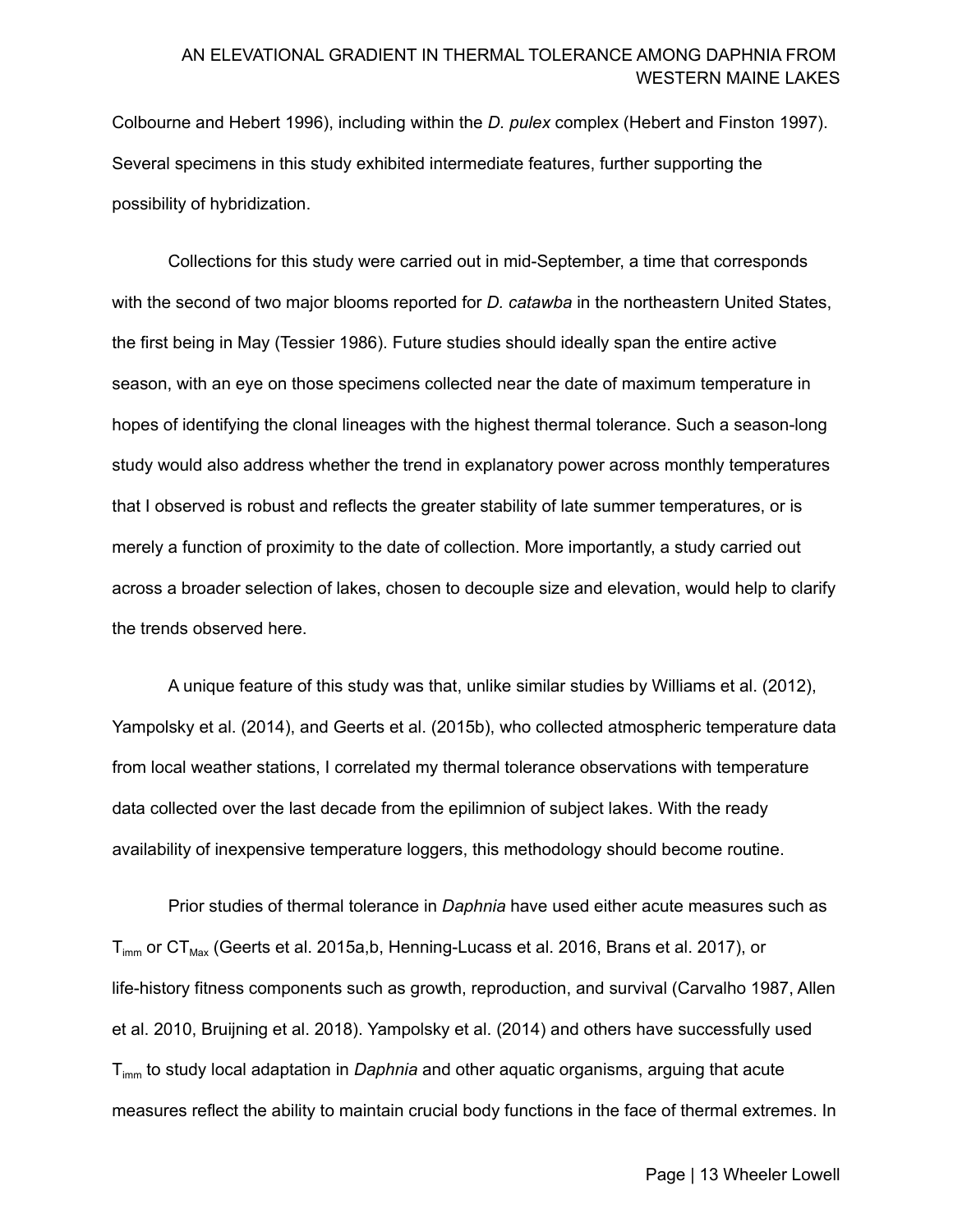Colbourne and Hebert 1996), including within the *D. pulex* complex (Hebert and Finston 1997). Several specimens in this study exhibited intermediate features, further supporting the possibility of hybridization.

Collections for this study were carried out in mid-September, a time that corresponds with the second of two major blooms reported for *D. catawba* in the northeastern United States, the first being in May (Tessier 1986). Future studies should ideally span the entire active season, with an eye on those specimens collected near the date of maximum temperature in hopes of identifying the clonal lineages with the highest thermal tolerance. Such a season-long study would also address whether the trend in explanatory power across monthly temperatures that I observed is robust and reflects the greater stability of late summer temperatures, or is merely a function of proximity to the date of collection. More importantly, a study carried out across a broader selection of lakes, chosen to decouple size and elevation, would help to clarify the trends observed here.

A unique feature of this study was that, unlike similar studies by Williams et al. (2012), Yampolsky et al. (2014), and Geerts et al. (2015b), who collected atmospheric temperature data from local weather stations, I correlated my thermal tolerance observations with temperature data collected over the last decade from the epilimnion of subject lakes. With the ready availability of inexpensive temperature loggers, this methodology should become routine.

Prior studies of thermal tolerance in *Daphnia* have used either acute measures such as $T_{imm}$ or $CT_{Max}$ (Geerts et al. 2015a,b, Henning-Lucass et al. 2016, Brans et al. 2017), or life-history fitness components such as growth, reproduction, and survival (Carvalho 1987, Allen et al. 2010, Bruijning et al. 2018). Yampolsky et al. (2014) and others have successfully used $T_{imm}$ to study local adaptation in *Daphnia* and other aquatic organisms, arguing that acute measures reflect the ability to maintain crucial body functions in the face of thermal extremes. In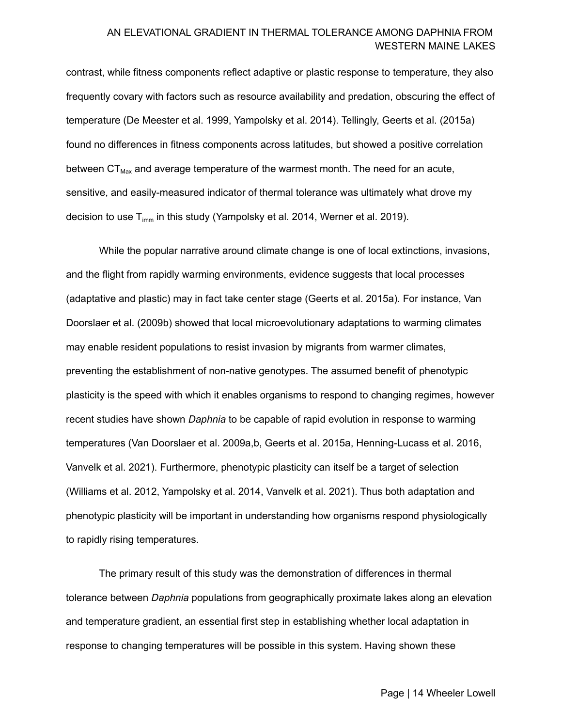contrast, while fitness components reflect adaptive or plastic response to temperature, they also frequently covary with factors such as resource availability and predation, obscuring the effect of temperature (De Meester et al. 1999, Yampolsky et al. 2014). Tellingly, Geerts et al. (2015a) found no differences in fitness components across latitudes, but showed a positive correlation between $CT_{Max}$ and average temperature of the warmest month. The need for an acute, sensitive, and easily-measured indicator of thermal tolerance was ultimately what drove my decision to use $T_{imm}$ in this study (Yampolsky et al. 2014, Werner et al. 2019).

While the popular narrative around climate change is one of local extinctions, invasions, and the flight from rapidly warming environments, evidence suggests that local processes (adaptative and plastic) may in fact take center stage (Geerts et al. 2015a). For instance, Van Doorslaer et al. (2009b) showed that local microevolutionary adaptations to warming climates may enable resident populations to resist invasion by migrants from warmer climates, preventing the establishment of non-native genotypes. The assumed benefit of phenotypic plasticity is the speed with which it enables organisms to respond to changing regimes, however recent studies have shown *Daphnia* to be capable of rapid evolution in response to warming temperatures (Van Doorslaer et al. 2009a,b, Geerts et al. 2015a, Henning-Lucass et al. 2016, Vanvelk et al. 2021). Furthermore, phenotypic plasticity can itself be a target of selection (Williams et al. 2012, Yampolsky et al. 2014, Vanvelk et al. 2021). Thus both adaptation and phenotypic plasticity will be important in understanding how organisms respond physiologically to rapidly rising temperatures.

The primary result of this study was the demonstration of differences in thermal tolerance between *Daphnia* populations from geographically proximate lakes along an elevation and temperature gradient, an essential first step in establishing whether local adaptation in response to changing temperatures will be possible in this system. Having shown these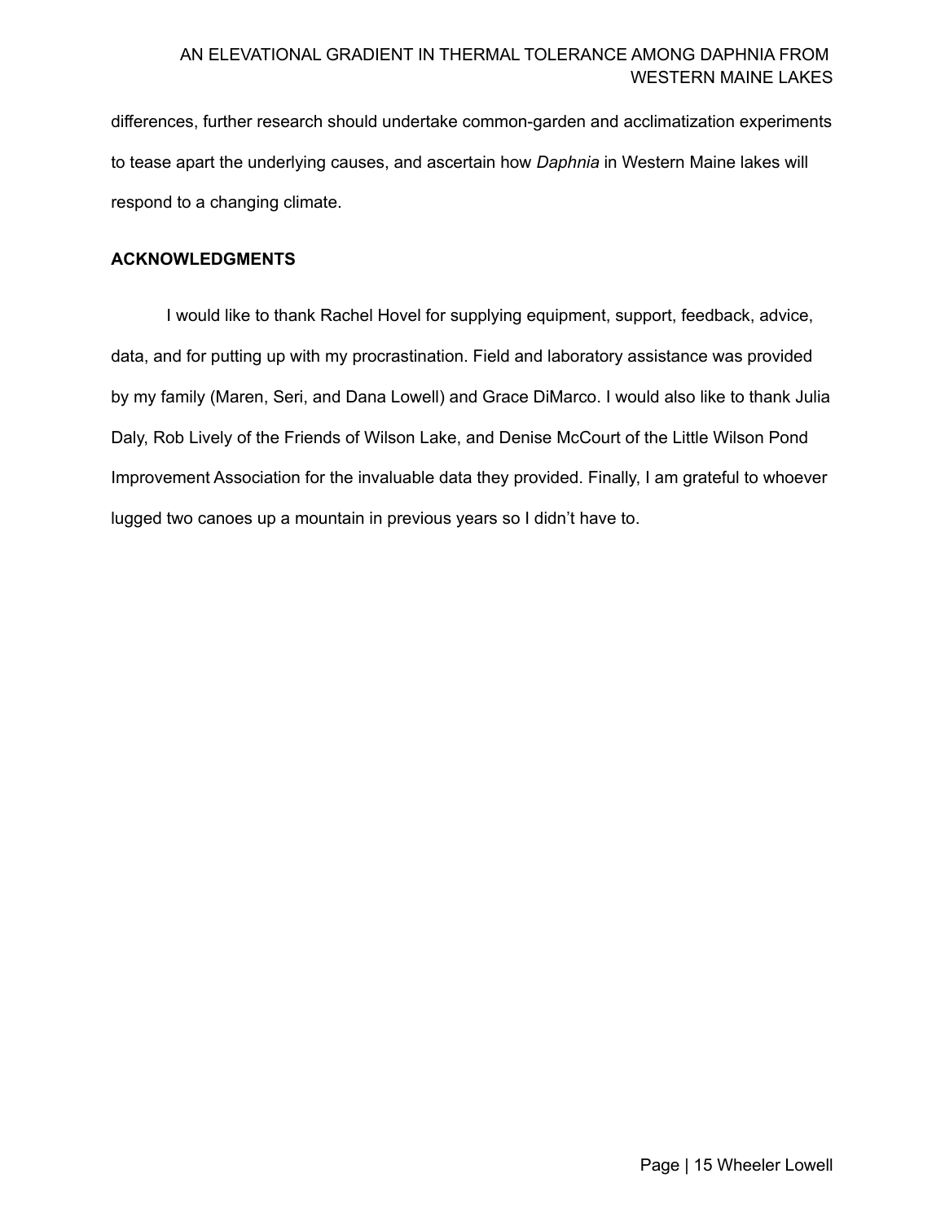differences, further research should undertake common-garden and acclimatization experiments to tease apart the underlying causes, and ascertain how *Daphnia* in Western Maine lakes will respond to a changing climate.

**ACKNOWLEDGMENTS**

I would like to thank Rachel Hovel for supplying equipment, support, feedback, advice, data, and for putting up with my procrastination. Field and laboratory assistance was provided by my family (Maren, Seri, and Dana Lowell) and Grace DiMarco. I would also like to thank Julia Daly, Rob Lively of the Friends of Wilson Lake, and Denise McCourt of the Little Wilson Pond Improvement Association for the invaluable data they provided. Finally, I am grateful to whoever lugged two canoes up a mountain in previous years so I didn't have to.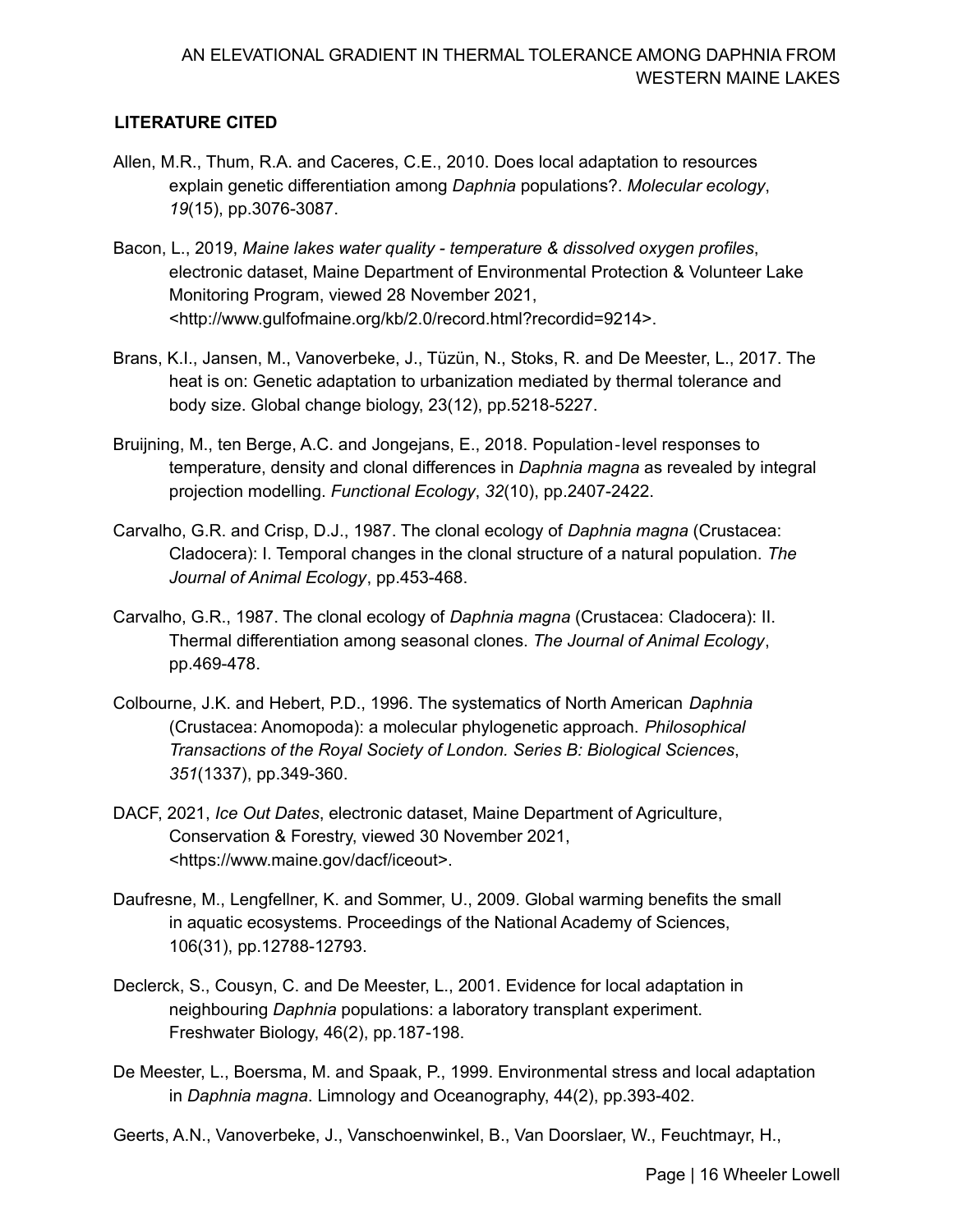**LITERATURE CITED**

Allen, M.R., Thum, R.A. and Caceres, C.E., 2010. Does local adaptation to resources explain genetic differentiation among *Daphnia* populations?. *Molecular ecology*, *19*(15), pp.3076-3087.

Bacon, L., 2019, *Maine lakes water quality - temperature & dissolved oxygen profiles*, electronic dataset, Maine Department of Environmental Protection & Volunteer Lake Monitoring Program, viewed 28 November 2021, <http://www.gulfofmaine.org/kb/2.0/record.html?recordid=9214>.

Brans, K.I., Jansen, M., Vanoverbeke, J., Tüzün, N., Stoks, R. and De Meester, L., 2017. The heat is on: Genetic adaptation to urbanization mediated by thermal tolerance and body size. Global change biology, 23(12), pp.5218-5227.

Bruijning, M., ten Berge, A.C. and Jongejans, E., 2018. Population‐level responses to temperature, density and clonal differences in *Daphnia magna* as revealed by integral projection modelling. *Functional Ecology*, *32*(10), pp.2407-2422.

Carvalho, G.R. and Crisp, D.J., 1987. The clonal ecology of *Daphnia magna* (Crustacea: Cladocera): I. Temporal changes in the clonal structure of a natural population. *The Journal of Animal Ecology*, pp.453-468.

Carvalho, G.R., 1987. The clonal ecology of *Daphnia magna* (Crustacea: Cladocera): II. Thermal differentiation among seasonal clones. *The Journal of Animal Ecology*, pp.469-478.

Colbourne, J.K. and Hebert, P.D., 1996. The systematics of North American *Daphnia* (Crustacea: Anomopoda): a molecular phylogenetic approach. *Philosophical Transactions of the Royal Society of London. Series B: Biological Sciences*, *351*(1337), pp.349-360.

DACF, 2021, *Ice Out Dates*, electronic dataset, Maine Department of Agriculture, Conservation & Forestry, viewed 30 November 2021, <https://www.maine.gov/dacf/iceout>.

Daufresne, M., Lengfellner, K. and Sommer, U., 2009. Global warming benefits the small in aquatic ecosystems. Proceedings of the National Academy of Sciences, 106(31), pp.12788-12793.

Declerck, S., Cousyn, C. and De Meester, L., 2001. Evidence for local adaptation in neighbouring *Daphnia* populations: a laboratory transplant experiment. Freshwater Biology, 46(2), pp.187-198.

De Meester, L., Boersma, M. and Spaak, P., 1999. Environmental stress and local adaptation in *Daphnia magna*. Limnology and Oceanography, 44(2), pp.393-402.

Geerts, A.N., Vanoverbeke, J., Vanschoenwinkel, B., Van Doorslaer, W., Feuchtmayr, H.,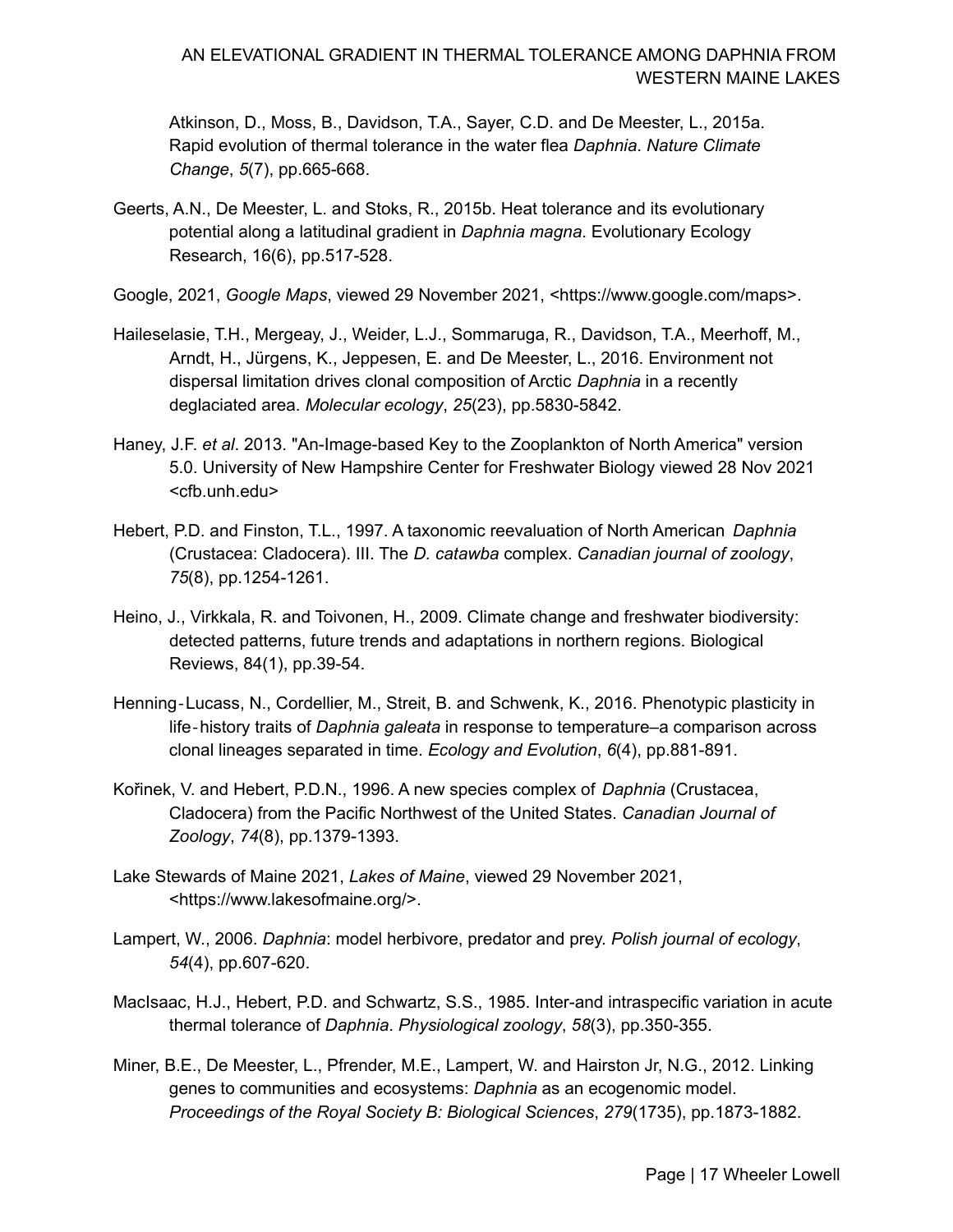Atkinson, D., Moss, B., Davidson, T.A., Sayer, C.D. and De Meester, L., 2015a. Rapid evolution of thermal tolerance in the water flea *Daphnia*. *Nature Climate Change*, *5*(7), pp.665-668.

Geerts, A.N., De Meester, L. and Stoks, R., 2015b. Heat tolerance and its evolutionary potential along a latitudinal gradient in *Daphnia magna*. Evolutionary Ecology Research, 16(6), pp.517-528.

Google, 2021, *Google Maps*, viewed 29 November 2021, <https://www.google.com/maps>.

Haileselasie, T.H., Mergeay, J., Weider, L.J., Sommaruga, R., Davidson, T.A., Meerhoff, M., Arndt, H., Jürgens, K., Jeppesen, E. and De Meester, L., 2016. Environment not dispersal limitation drives clonal composition of Arctic *Daphnia* in a recently deglaciated area. *Molecular ecology*, *25*(23), pp.5830-5842.

Haney, J.F. *et al*. 2013. "An-Image-based Key to the Zooplankton of North America" version 5.0. University of New Hampshire Center for Freshwater Biology viewed 28 Nov 2021 <cfb.unh.edu>

Hebert, P.D. and Finston, T.L., 1997. A taxonomic reevaluation of North American *Daphnia* (Crustacea: Cladocera). III. The *D. catawba* complex. *Canadian journal of zoology*, *75*(8), pp.1254-1261.

Heino, J., Virkkala, R. and Toivonen, H., 2009. Climate change and freshwater biodiversity: detected patterns, future trends and adaptations in northern regions. Biological Reviews, 84(1), pp.39-54.

Henning‐Lucass, N., Cordellier, M., Streit, B. and Schwenk, K., 2016. Phenotypic plasticity in life‐history traits of *Daphnia galeata* in response to temperature–a comparison across clonal lineages separated in time. *Ecology and Evolution*, *6*(4), pp.881-891.

Kořinek, V. and Hebert, P.D.N., 1996. A new species complex of *Daphnia* (Crustacea, Cladocera) from the Pacific Northwest of the United States. *Canadian Journal of Zoology*, *74*(8), pp.1379-1393.

Lake Stewards of Maine 2021, *Lakes of Maine*, viewed 29 November 2021, <https://www.lakesofmaine.org/>.

Lampert, W., 2006. *Daphnia*: model herbivore, predator and prey. *Polish journal of ecology*, *54*(4), pp.607-620.

MacIsaac, H.J., Hebert, P.D. and Schwartz, S.S., 1985. Inter-and intraspecific variation in acute thermal tolerance of *Daphnia*. *Physiological zoology*, *58*(3), pp.350-355.

Miner, B.E., De Meester, L., Pfrender, M.E., Lampert, W. and Hairston Jr, N.G., 2012. Linking genes to communities and ecosystems: *Daphnia* as an ecogenomic model. *Proceedings of the Royal Society B: Biological Sciences*, *279*(1735), pp.1873-1882.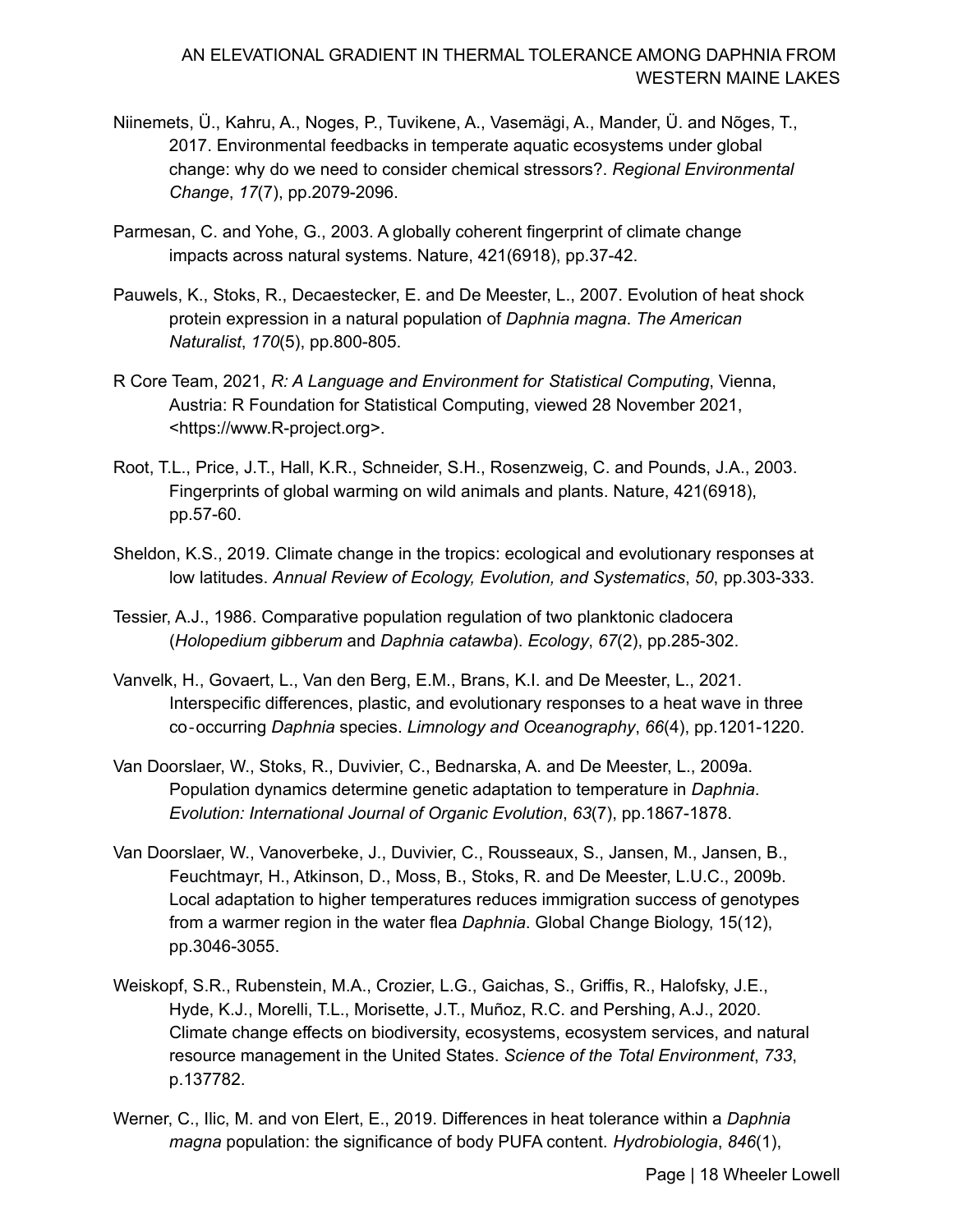Niinemets, Ü., Kahru, A., Noges, P., Tuvikene, A., Vasemägi, A., Mander, Ü. and Nõges, T., 2017. Environmental feedbacks in temperate aquatic ecosystems under global change: why do we need to consider chemical stressors?. *Regional Environmental Change*, *17*(7), pp.2079-2096.

Parmesan, C. and Yohe, G., 2003. A globally coherent fingerprint of climate change impacts across natural systems. Nature, 421(6918), pp.37-42.

Pauwels, K., Stoks, R., Decaestecker, E. and De Meester, L., 2007. Evolution of heat shock protein expression in a natural population of *Daphnia magna*. *The American Naturalist*, *170*(5), pp.800-805.

R Core Team, 2021, *R: A Language and Environment for Statistical Computing*, Vienna, Austria: R Foundation for Statistical Computing, viewed 28 November 2021, <https://www.R-project.org>.

Root, T.L., Price, J.T., Hall, K.R., Schneider, S.H., Rosenzweig, C. and Pounds, J.A., 2003. Fingerprints of global warming on wild animals and plants. Nature, 421(6918), pp.57-60.

Sheldon, K.S., 2019. Climate change in the tropics: ecological and evolutionary responses at low latitudes. *Annual Review of Ecology, Evolution, and Systematics*, *50*, pp.303-333.

Tessier, A.J., 1986. Comparative population regulation of two planktonic cladocera (*Holopedium gibberum* and *Daphnia catawba*). *Ecology*, *67*(2), pp.285-302.

Vanvelk, H., Govaert, L., Van den Berg, E.M., Brans, K.I. and De Meester, L., 2021. Interspecific differences, plastic, and evolutionary responses to a heat wave in three co‐occurring *Daphnia* species. *Limnology and Oceanography*, *66*(4), pp.1201-1220.

Van Doorslaer, W., Stoks, R., Duvivier, C., Bednarska, A. and De Meester, L., 2009a. Population dynamics determine genetic adaptation to temperature in *Daphnia*. *Evolution: International Journal of Organic Evolution*, *63*(7), pp.1867-1878.

Van Doorslaer, W., Vanoverbeke, J., Duvivier, C., Rousseaux, S., Jansen, M., Jansen, B., Feuchtmayr, H., Atkinson, D., Moss, B., Stoks, R. and De Meester, L.U.C., 2009b. Local adaptation to higher temperatures reduces immigration success of genotypes from a warmer region in the water flea *Daphnia*. Global Change Biology, 15(12), pp.3046-3055.

Weiskopf, S.R., Rubenstein, M.A., Crozier, L.G., Gaichas, S., Griffis, R., Halofsky, J.E., Hyde, K.J., Morelli, T.L., Morisette, J.T., Muñoz, R.C. and Pershing, A.J., 2020. Climate change effects on biodiversity, ecosystems, ecosystem services, and natural resource management in the United States. *Science of the Total Environment*, *733*, p.137782.

Werner, C., Ilic, M. and von Elert, E., 2019. Differences in heat tolerance within a *Daphnia magna* population: the significance of body PUFA content. *Hydrobiologia*, *846*(1),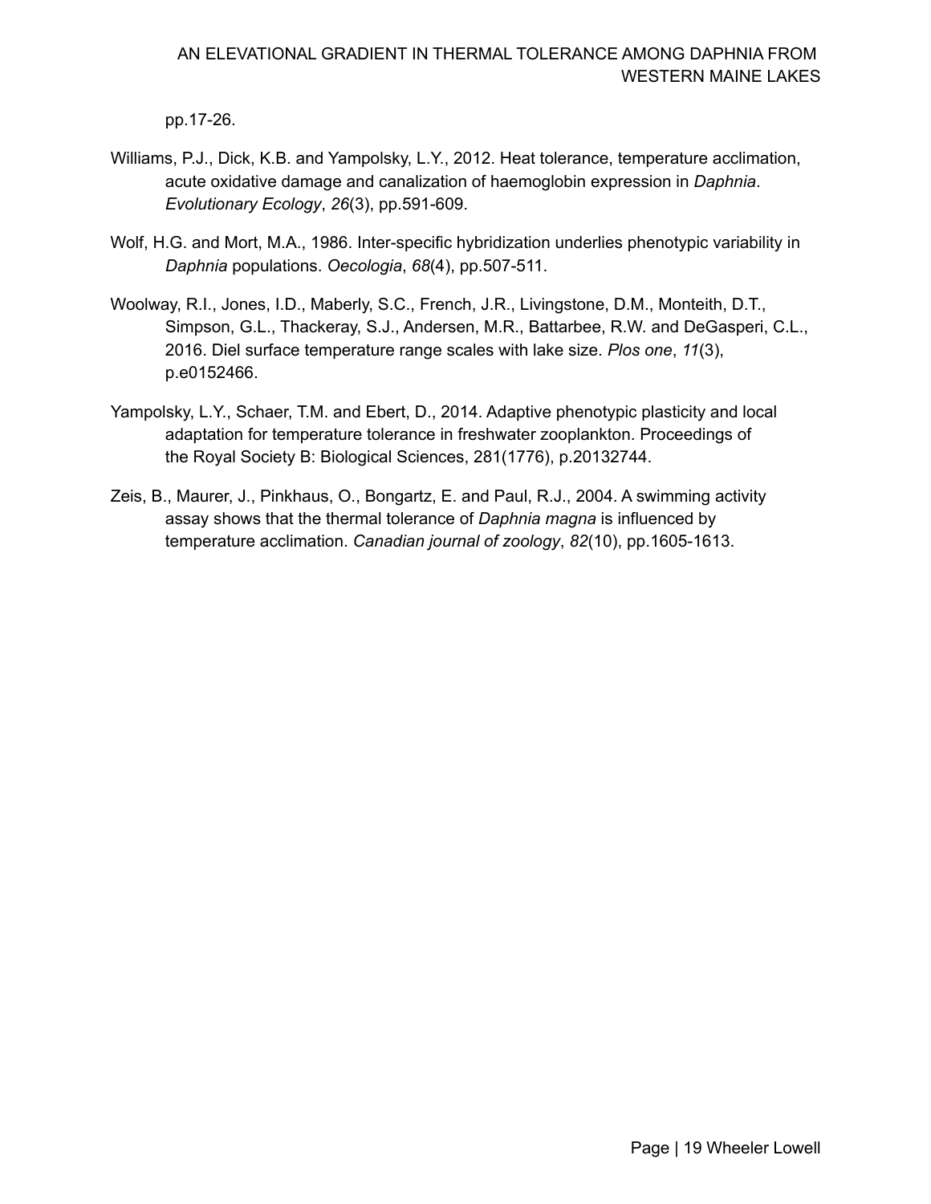pp.17-26.

Williams, P.J., Dick, K.B. and Yampolsky, L.Y., 2012. Heat tolerance, temperature acclimation, acute oxidative damage and canalization of haemoglobin expression in *Daphnia*. *Evolutionary Ecology*, *26*(3), pp.591-609.

Wolf, H.G. and Mort, M.A., 1986. Inter-specific hybridization underlies phenotypic variability in *Daphnia* populations. *Oecologia*, *68*(4), pp.507-511.

Woolway, R.I., Jones, I.D., Maberly, S.C., French, J.R., Livingstone, D.M., Monteith, D.T., Simpson, G.L., Thackeray, S.J., Andersen, M.R., Battarbee, R.W. and DeGasperi, C.L., 2016. Diel surface temperature range scales with lake size. *Plos one*, *11*(3), p.e0152466.

Yampolsky, L.Y., Schaer, T.M. and Ebert, D., 2014. Adaptive phenotypic plasticity and local adaptation for temperature tolerance in freshwater zooplankton. Proceedings of the Royal Society B: Biological Sciences, 281(1776), p.20132744.

Zeis, B., Maurer, J., Pinkhaus, O., Bongartz, E. and Paul, R.J., 2004. A swimming activity assay shows that the thermal tolerance of *Daphnia magna* is influenced by temperature acclimation. *Canadian journal of zoology*, *82*(10), pp.1605-1613.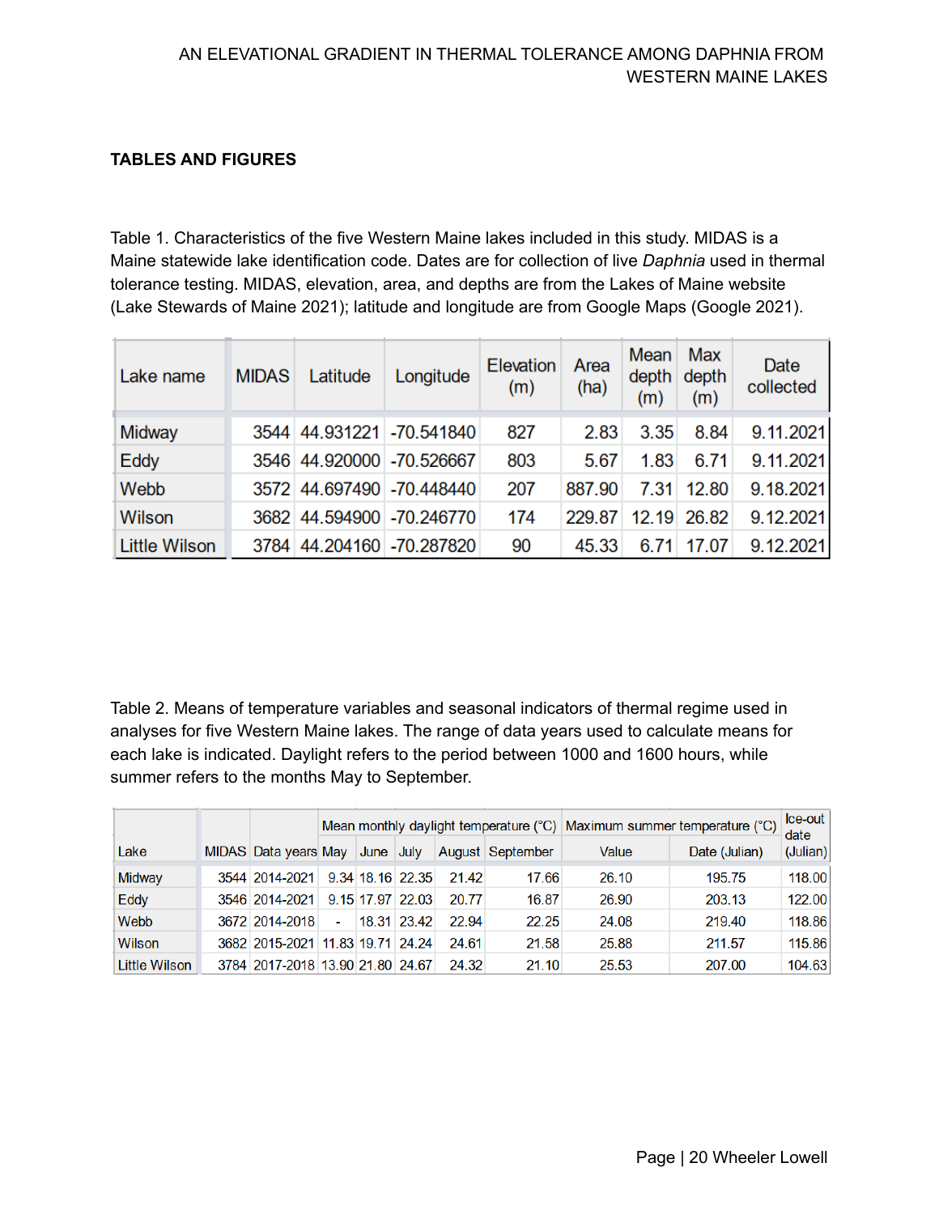## TABLES AND FIGURES

Table 1. Characteristics of the five Western Maine lakes included in this study. MIDAS is a Maine statewide lake identification code. Dates are for collection of live *Daphnia* used in thermal tolerance testing. MIDAS, elevation, area, and depths are from the Lakes of Maine website (Lake Stewards of Maine 2021); latitude and longitude are from Google Maps (Google 2021).

| Lake name | MIDAS | Latitude | Longitude | Elevation (m) | Area (ha) | Mean depth (m) | Max depth (m) | Date collected |
|---|---|---|---|---|---|---|---|---|
| Midway | 3544 | 44.931221 | -70.541840 | 827 | 2.83 | 3.35 | 8.84 | 9.11.2021 |
| Eddy | 3546 | 44.920000 | -70.526667 | 803 | 5.67 | 1.83 | 6.71 | 9.11.2021 |
| Webb | 3572 | 44.697490 | -70.448440 | 207 | 887.90 | 7.31 | 12.80 | 9.18.2021 |
| Wilson | 3682 | 44.594900 | -70.246770 | 174 | 229.87 | 12.19 | 26.82 | 9.12.2021 |
| Little Wilson | 3784 | 44.204160 | -70.287820 | 90 | 45.33 | 6.71 | 17.07 | 9.12.2021 |

Table 2. Means of temperature variables and seasonal indicators of thermal regime used in analyses for five Western Maine lakes. The range of data years used to calculate means for each lake is indicated. Daylight refers to the period between 1000 and 1600 hours, while summer refers to the months May to September.

| | | | Mean monthly daylight temperature (°C) | | | | | Maximum summer temperature (°C) | | Ice-out date |
|---|---|---|---|---|---|---|---|---|---|---|
| Lake | MIDAS | Data years | May | June | July | August | September | Value | Date (Julian) | (Julian) |
| Midway | 3544 | 2014-2021 | 9.34 | 18.16 | 22.35 | 21.42 | 17.66 | 26.10 | 195.75 | 118.00 |
| Eddy | 3546 | 2014-2021 | 9.15 | 17.97 | 22.03 | 20.77 | 16.87 | 26.90 | 203.13 | 122.00 |
| Webb | 3672 | 2014-2018 | - | 18.31 | 23.42 | 22.94 | 22.25 | 24.08 | 219.40 | 118.86 |
| Wilson | 3682 | 2015-2021 | 11.83 | 19.71 | 24.24 | 24.61 | 21.58 | 25.88 | 211.57 | 115.86 |
| Little Wilson | 3784 | 2017-2018 | 13.90 | 21.80 | 24.67 | 24.32 | 21.10 | 25.53 | 207.00 | 104.63 |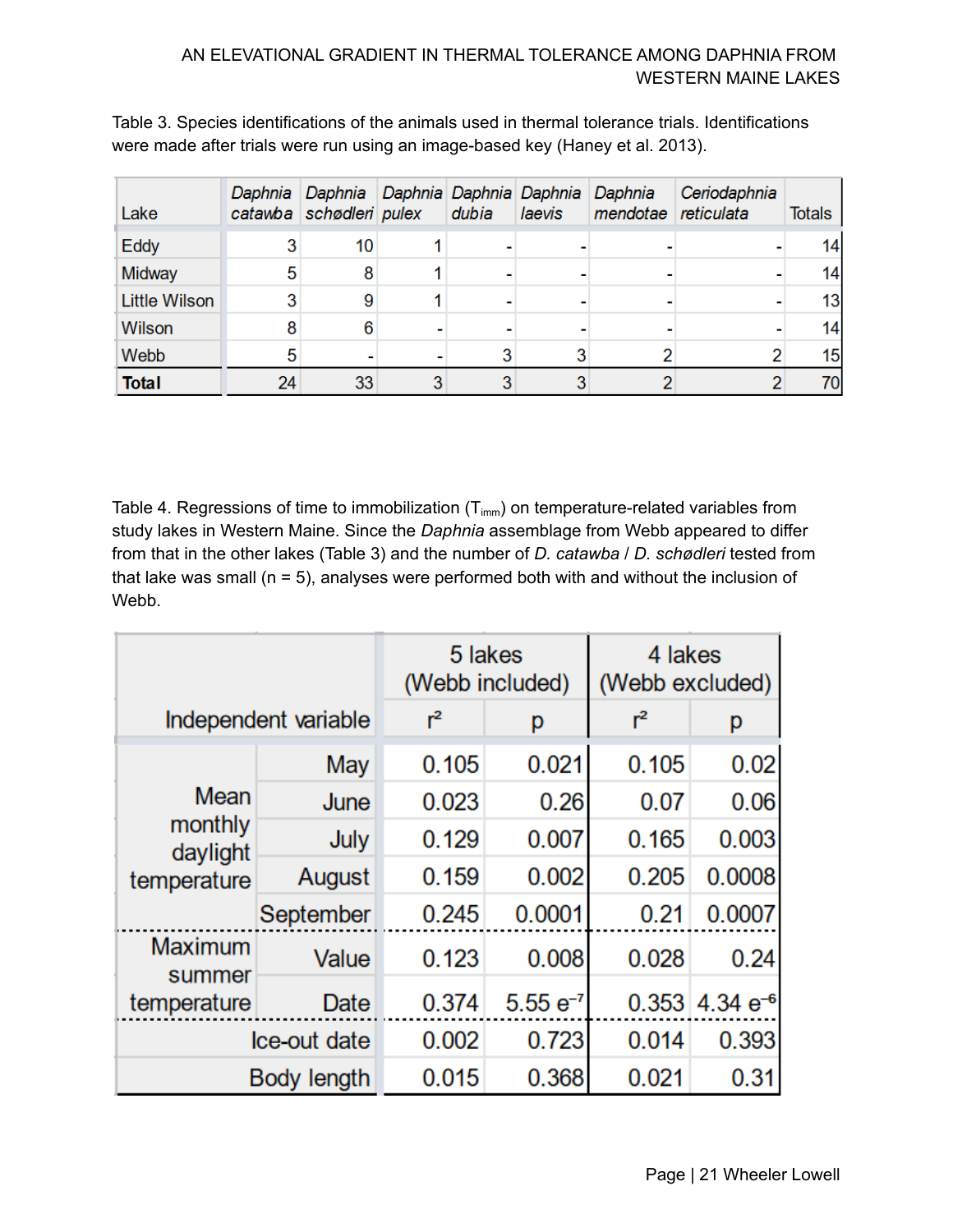Table 3. Species identifications of the animals used in thermal tolerance trials. Identifications were made after trials were run using an image-based key (Haney et al. 2013).

| Lake | *Daphnia catawba* | *Daphnia schødleri* | *Daphnia pulex* | *Daphnia dubia* | *Daphnia laevis* | *Daphnia mendotae* | *Ceriodaphnia reticulata* | Totals |
|---|---|---|---|---|---|---|---|---|
| Eddy | 3 | 10 | 1 | - | - | - | - | 14 |
| Midway | 5 | 8 | 1 | - | - | - | - | 14 |
| Little Wilson | 3 | 9 | 1 | - | - | - | - | 13 |
| Wilson | 8 | 6 | - | - | - | - | - | 14 |
| Webb | 5 | - | - | 3 | 3 | 2 | 2 | 15 |
| **Total** | 24 | 33 | 3 | 3 | 3 | 2 | 2 | 70 |

Table 4. Regressions of time to immobilization ($T_{imm}$) on temperature-related variables from study lakes in Western Maine. Since the *Daphnia* assemblage from Webb appeared to differ from that in the other lakes (Table 3) and the number of *D. catawba* / *D. schødleri* tested from that lake was small (n = 5), analyses were performed both with and without the inclusion of Webb.

| Independent variable | | 5 lakes (Webb included) | | 4 lakes (Webb excluded) | |
|---|---|---|---|---|---|
| | | $r^2$ | p | $r^2$ | p |
| Mean monthly daylight temperature | May | 0.105 | 0.021 | 0.105 | 0.02 |
| | June | 0.023 | 0.26 | 0.07 | 0.06 |
| | July | 0.129 | 0.007 | 0.165 | 0.003 |
| | August | 0.159 | 0.002 | 0.205 | 0.0008 |
| | September | 0.245 | 0.0001 | 0.21 | 0.0007 |
| Maximum summer temperature | Value | 0.123 | 0.008 | 0.028 | 0.24 |
| | Date | 0.374 | $5.55\ e^{-7}$ | 0.353 | $4.34\ e^{-6}$ |
| Ice-out date | | 0.002 | 0.723 | 0.014 | 0.393 |
| Body length | | 0.015 | 0.368 | 0.021 | 0.31 |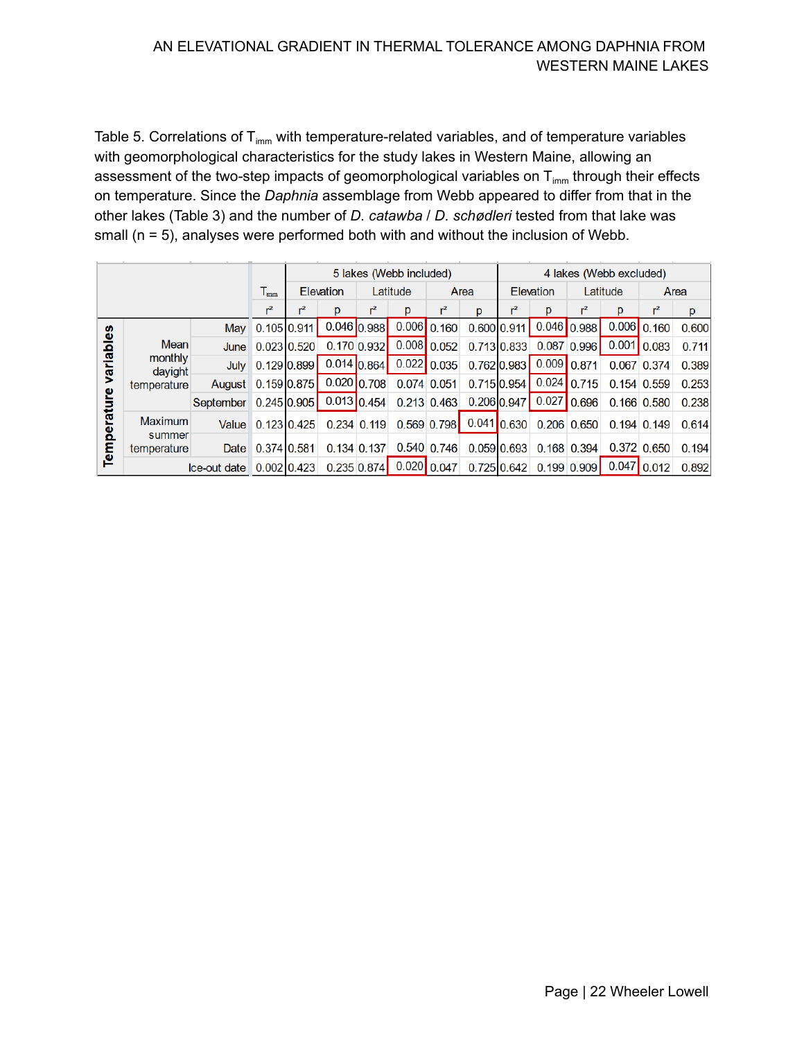Table 5. Correlations of $T_{imm}$ with temperature-related variables, and of temperature variables with geomorphological characteristics for the study lakes in Western Maine, allowing an assessment of the two-step impacts of geomorphological variables on $T_{imm}$ through their effects on temperature. Since the *Daphnia* assemblage from Webb appeared to differ from that in the other lakes (Table 3) and the number of *D. catawba* / *D. schødleri* tested from that lake was small (n = 5), analyses were performed both with and without the inclusion of Webb.

| Temperature variables | | | $T_{imm}$ | 5 lakes (Webb included) | | | | | | 4 lakes (Webb excluded) | | | | | |
|---|---|---|---|---|---|---|---|---|---|---|---|---|---|---|---|
| | | | | Elevation | | Latitude | | Area | | Elevation | | Latitude | | Area | |
| | | | $r^2$ | $r^2$ | p | $r^2$ | p | $r^2$ | p | $r^2$ | p | $r^2$ | p | $r^2$ | p |
| | Mean monthly daylight temperature | May | 0.105 | 0.911 | 0.046 | 0.988 | 0.006 | 0.160 | 0.600 | 0.911 | 0.046 | 0.988 | 0.006 | 0.160 | 0.600 |
| | | June | 0.023 | 0.520 | 0.170 | 0.932 | 0.008 | 0.052 | 0.713 | 0.833 | 0.087 | 0.996 | 0.001 | 0.083 | 0.711 |
| | | July | 0.129 | 0.899 | 0.014 | 0.864 | 0.022 | 0.035 | 0.762 | 0.983 | 0.009 | 0.871 | 0.067 | 0.374 | 0.389 |
| | | August | 0.159 | 0.875 | 0.020 | 0.708 | 0.074 | 0.051 | 0.715 | 0.954 | 0.024 | 0.715 | 0.154 | 0.559 | 0.253 |
| | | September | 0.245 | 0.905 | 0.013 | 0.454 | 0.213 | 0.463 | 0.206 | 0.947 | 0.027 | 0.696 | 0.166 | 0.580 | 0.238 |
| | Maximum summer temperature | Value | 0.123 | 0.425 | 0.234 | 0.119 | 0.569 | 0.798 | 0.041 | 0.630 | 0.206 | 0.650 | 0.194 | 0.149 | 0.614 |
| | | Date | 0.374 | 0.581 | 0.134 | 0.137 | 0.540 | 0.746 | 0.059 | 0.693 | 0.168 | 0.394 | 0.372 | 0.650 | 0.194 |
| | Ice-out date | | 0.002 | 0.423 | 0.235 | 0.874 | 0.020 | 0.047 | 0.725 | 0.642 | 0.199 | 0.909 | 0.047 | 0.012 | 0.892 |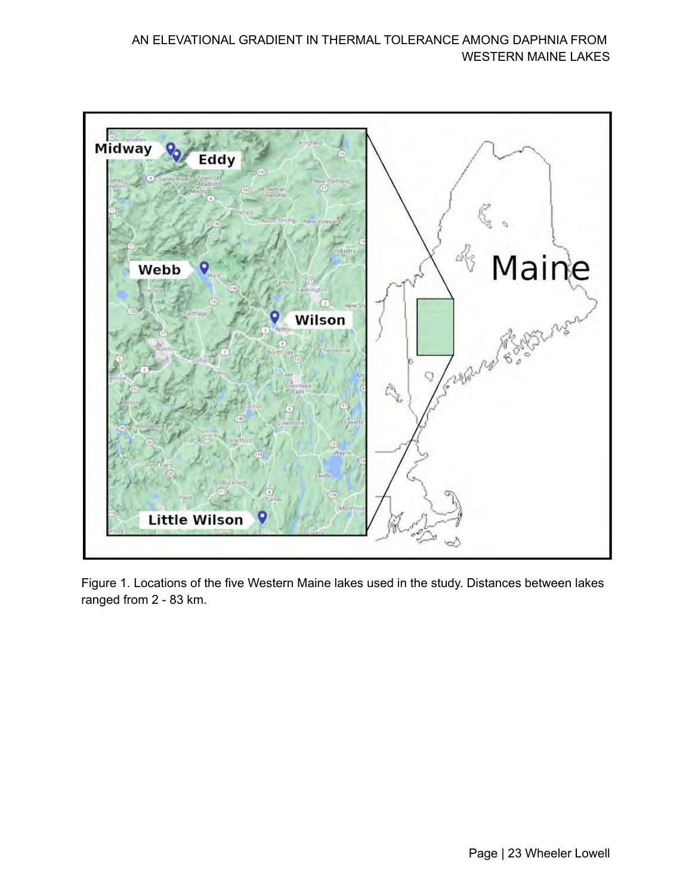Figure 1. Locations of the five Western Maine lakes used in the study. Distances between lakes ranged from 2 - 83 km.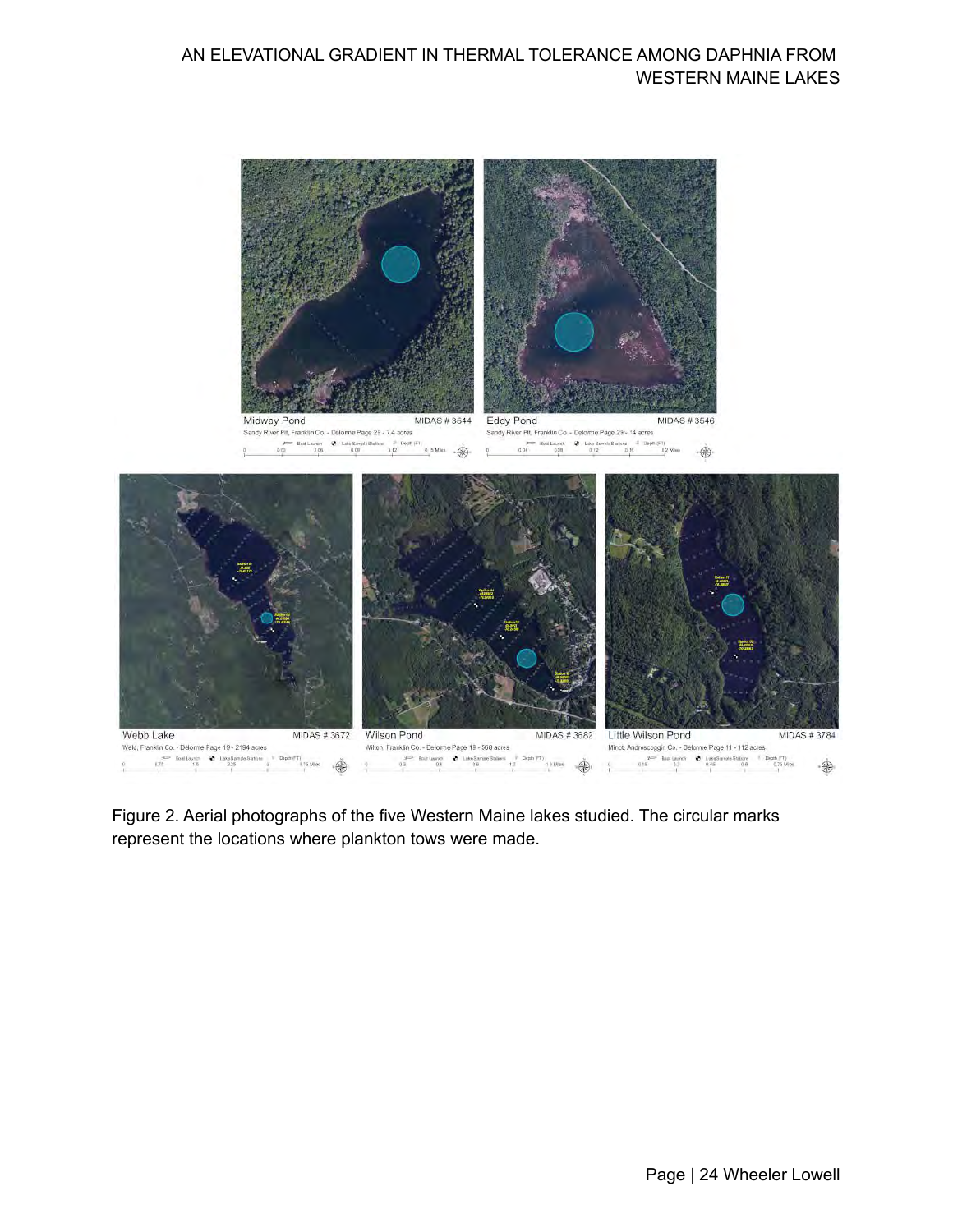Figure 2. Aerial photographs of the five Western Maine lakes studied. The circular marks represent the locations where plankton tows were made.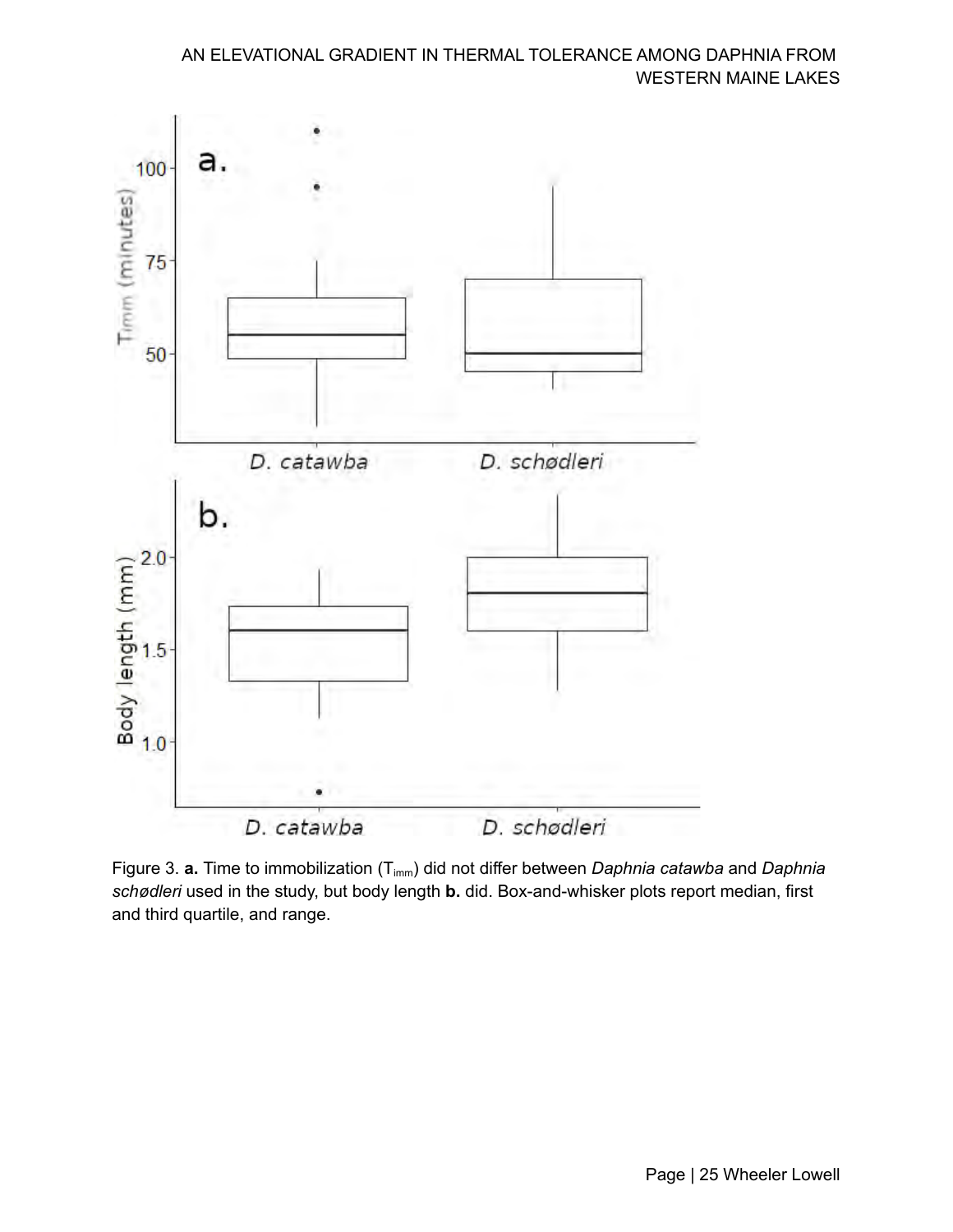Figure 3. **a.** Time to immobilization ($T_{imm}$) did not differ between *Daphnia catawba* and *Daphnia schødleri* used in the study, but body length **b.** did. Box-and-whisker plots report median, first and third quartile, and range.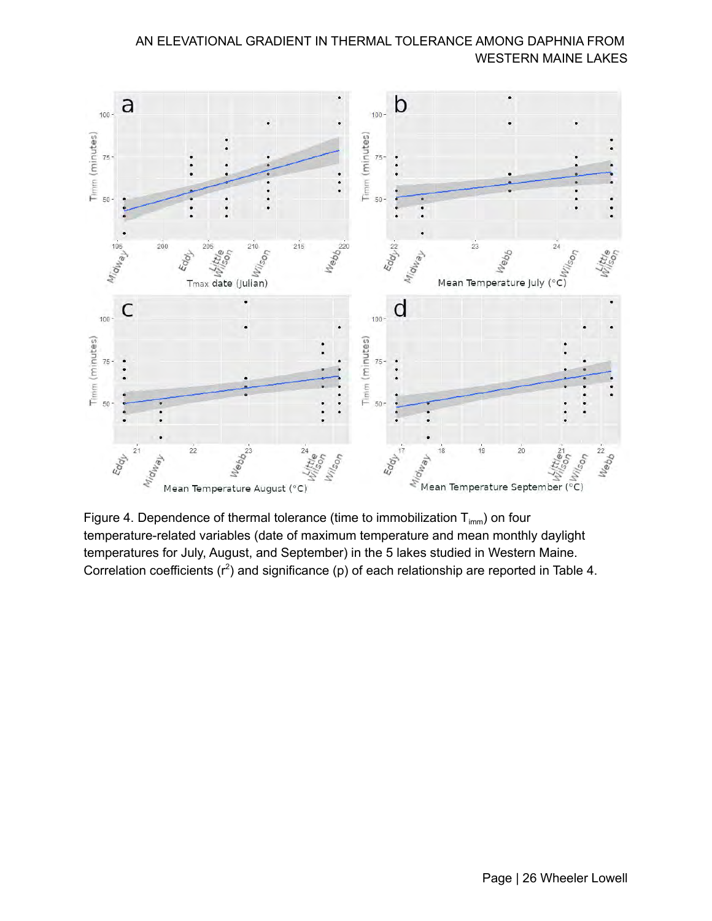Figure 4. Dependence of thermal tolerance (time to immobilization $T_{imm}$) on four temperature-related variables (date of maximum temperature and mean monthly daylight temperatures for July, August, and September) in the 5 lakes studied in Western Maine. Correlation coefficients ($r^2$) and significance (p) of each relationship are reported in Table 4.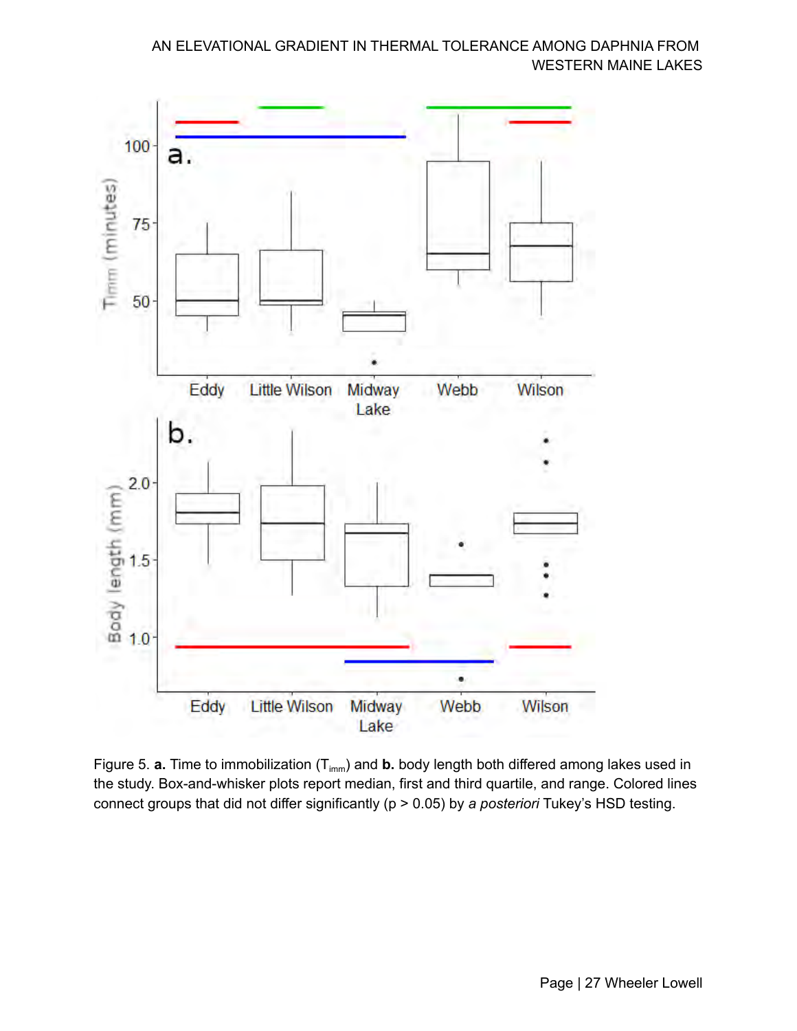Figure 5. **a.** Time to immobilization ($T_{imm}$) and **b.** body length both differed among lakes used in the study. Box-and-whisker plots report median, first and third quartile, and range. Colored lines connect groups that did not differ significantly ($p > 0.05$) by *a posteriori* Tukey's HSD testing.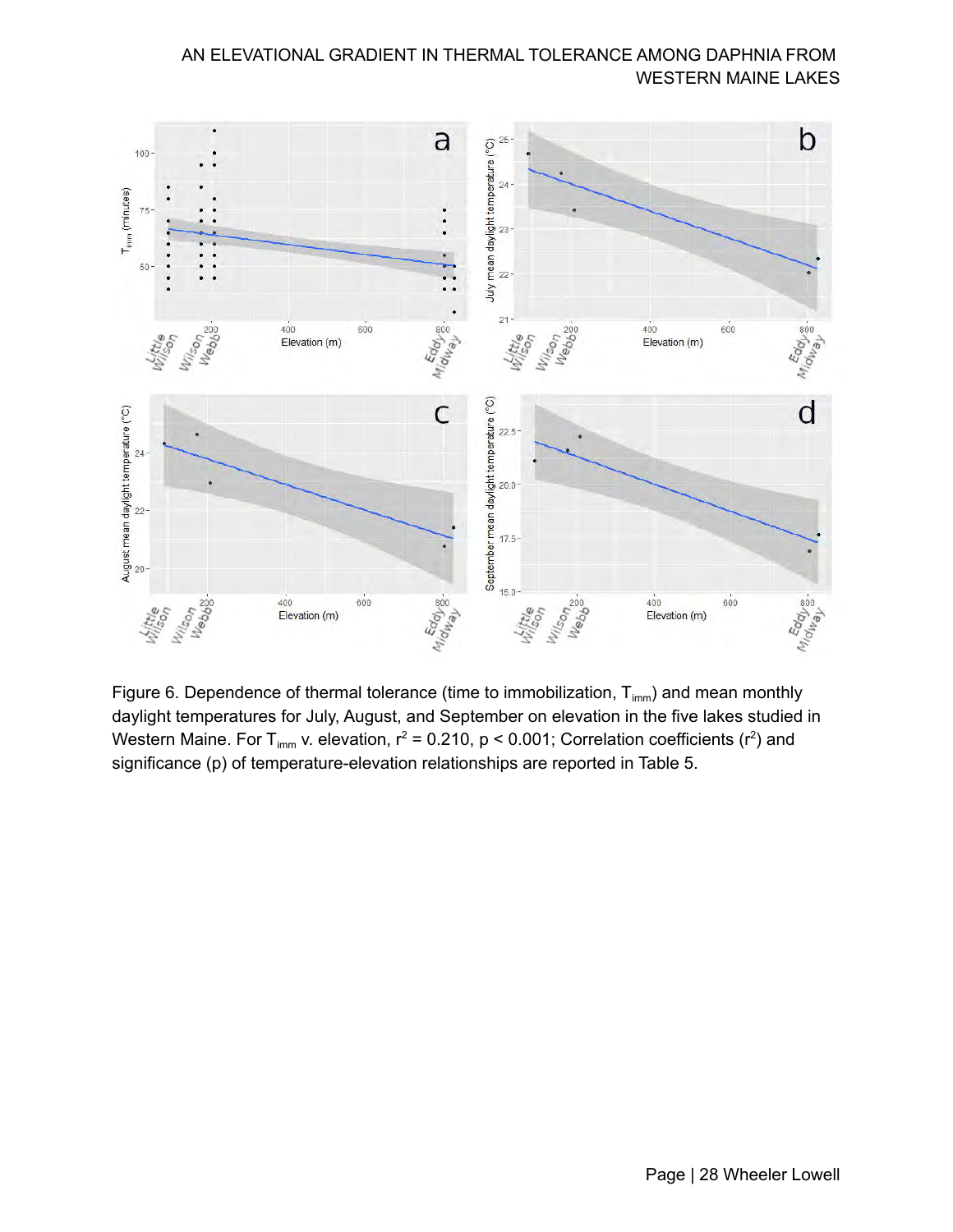a

$T_{imm}$ (minutes)

100

75

50

400

600

800

200

Elevation (m)

Little Wilson

Wilson

Webb

Eddy

Midway

b

July mean daylight temperature (°C)

25

24

23

22

21

200

400

600

800

Elevation (m)

Little Wilson

Wilson

Webb

Eddy

Midway

c

August mean daylight temperature (°C)

24

22

20

200

400

600

800

Elevation (m)

Little Wilson

Wilson

Webb

Eddy

Midway

d

September mean daylight temperature (°C)

22.5

20.0

17.5

15.0

200

400

600

800

Elevation (m)

Little Wilson

Wilson

Webb

Eddy

Midway

Figure 6. Dependence of thermal tolerance (time to immobilization, $T_{imm}$) and mean monthly daylight temperatures for July, August, and September on elevation in the five lakes studied in Western Maine. For $T_{imm}$ v. elevation, $r^2 = 0.210$, $p < 0.001$; Correlation coefficients ($r^2$) and significance (p) of temperature-elevation relationships are reported in Table 5.